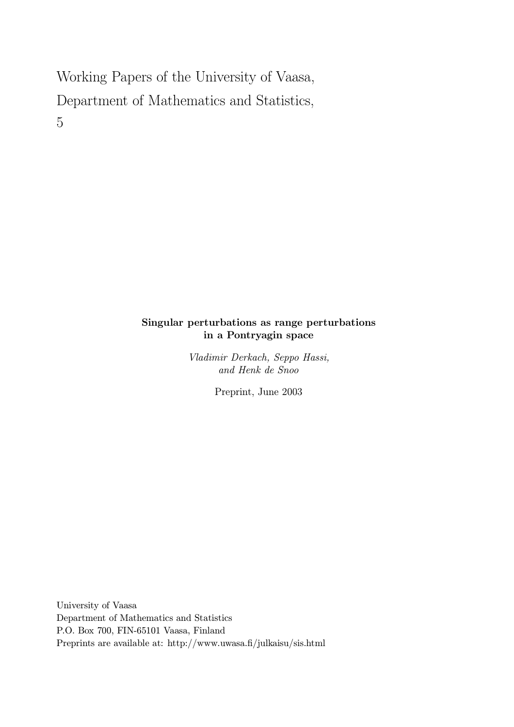Working Papers of the University of Vaasa,
Department of Mathematics and Statistics,
5

**Singular perturbations as range perturbations in a Pontryagin space**

*Vladimir Derkach, Seppo Hassi, and Henk de Snoo*

Preprint, June 2003

University of Vaasa
Department of Mathematics and Statistics
P.O. Box 700, FIN-65101 Vaasa, Finland
Preprints are available at: http://www.uwasa.fi/julkaisu/sis.html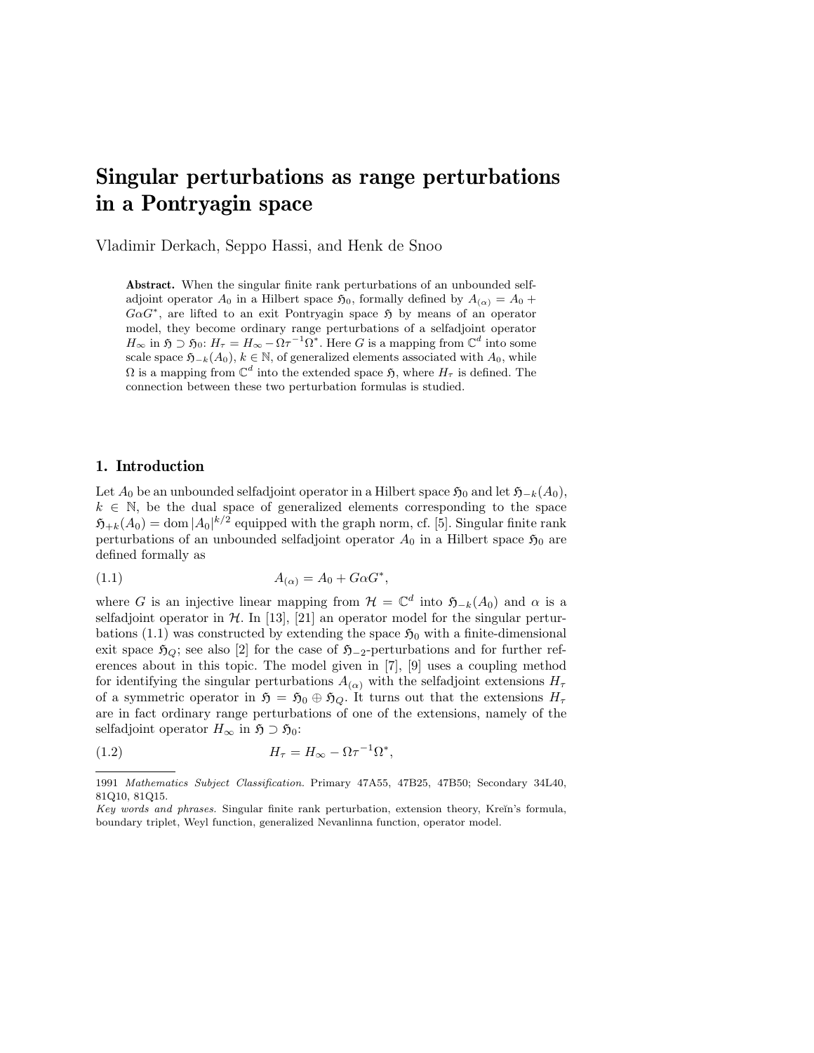# Singular perturbations as range perturbations in a Pontryagin space

Vladimir Derkach, Seppo Hassi, and Henk de Snoo

**Abstract.** When the singular finite rank perturbations of an unbounded selfadjoint operator $A_0$ in a Hilbert space $\mathfrak{H}_0$, formally defined by $A_{(\alpha)} = A_0 + G\alpha G^*$, are lifted to an exit Pontryagin space $\mathfrak{H}$ by means of an operator model, they become ordinary range perturbations of a selfadjoint operator $H_\infty$ in $\mathfrak{H} \supset \mathfrak{H}_0$: $H_\tau = H_\infty - \Omega\tau^{-1}\Omega^*$. Here $G$ is a mapping from $\mathbb{C}^d$ into some scale space $\mathfrak{H}_{-k}(A_0)$, $k \in \mathbb{N}$, of generalized elements associated with $A_0$, while $\Omega$ is a mapping from $\mathbb{C}^d$ into the extended space $\mathfrak{H}$, where $H_\tau$ is defined. The connection between these two perturbation formulas is studied.

## 1. Introduction

Let $A_0$ be an unbounded selfadjoint operator in a Hilbert space $\mathfrak{H}_0$ and let $\mathfrak{H}_{-k}(A_0)$, $k \in \mathbb{N}$, be the dual space of generalized elements corresponding to the space $\mathfrak{H}_{+k}(A_0) = \operatorname{dom} |A_0|^{k/2}$ equipped with the graph norm, cf. [5]. Singular finite rank perturbations of an unbounded selfadjoint operator $A_0$ in a Hilbert space $\mathfrak{H}_0$ are defined formally as

$$A_{(\alpha)} = A_0 + G\alpha G^*, \tag{1.1}$$

where $G$ is an injective linear mapping from $\mathcal{H} = \mathbb{C}^d$ into $\mathfrak{H}_{-k}(A_0)$ and $\alpha$ is a selfadjoint operator in $\mathcal{H}$. In [13], [21] an operator model for the singular perturbations (1.1) was constructed by extending the space $\mathfrak{H}_0$ with a finite-dimensional exit space $\mathfrak{H}_Q$; see also [2] for the case of $\mathfrak{H}_{-2}$-perturbations and for further references about in this topic. The model given in [7], [9] uses a coupling method for identifying the singular perturbations $A_{(\alpha)}$ with the selfadjoint extensions $H_\tau$ of a symmetric operator in $\mathfrak{H} = \mathfrak{H}_0 \oplus \mathfrak{H}_Q$. It turns out that the extensions $H_\tau$ are in fact ordinary range perturbations of one of the extensions, namely of the selfadjoint operator $H_\infty$ in $\mathfrak{H} \supset \mathfrak{H}_0$:

$$H_\tau = H_\infty - \Omega\tau^{-1}\Omega^*, \tag{1.2}$$

---

1991 *Mathematics Subject Classification.* Primary 47A55, 47B25, 47B50; Secondary 34L40, 81Q10, 81Q15.

*Key words and phrases.* Singular finite rank perturbation, extension theory, Kreĭn's formula, boundary triplet, Weyl function, generalized Nevanlinna function, operator model.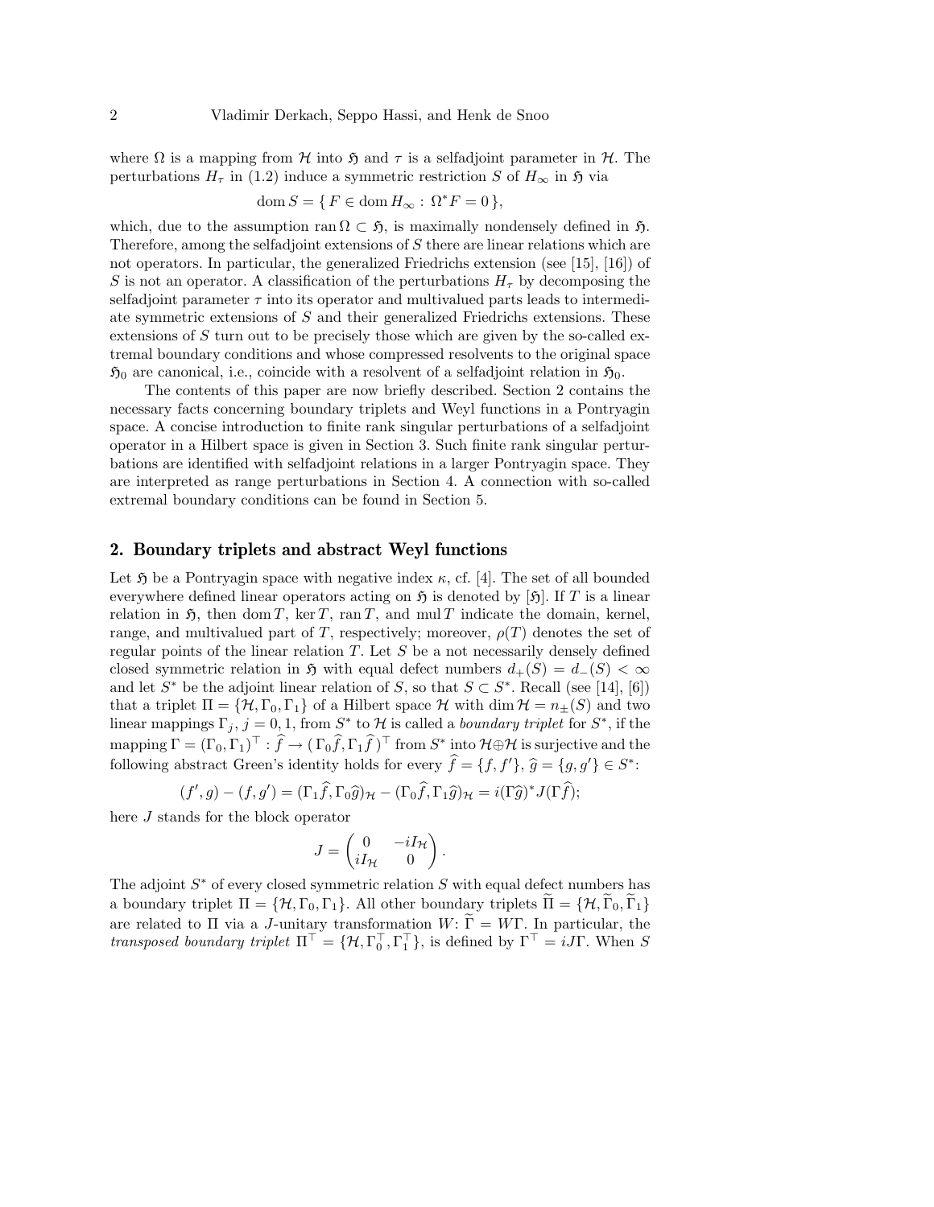where $\Omega$ is a mapping from $\mathcal{H}$ into $\mathfrak{H}$ and $\tau$ is a selfadjoint parameter in $\mathcal{H}$. The perturbations $H_\tau$ in (1.2) induce a symmetric restriction $S$ of $H_\infty$ in $\mathfrak{H}$ via

$$\operatorname{dom} S = \{ F \in \operatorname{dom} H_\infty : \Omega^* F = 0 \},$$

which, due to the assumption $\operatorname{ran} \Omega \subset \mathfrak{H}$, is maximally nondensely defined in $\mathfrak{H}$. Therefore, among the selfadjoint extensions of $S$ there are linear relations which are not operators. In particular, the generalized Friedrichs extension (see [15], [16]) of $S$ is not an operator. A classification of the perturbations $H_\tau$ by decomposing the selfadjoint parameter $\tau$ into its operator and multivalued parts leads to intermediate symmetric extensions of $S$ and their generalized Friedrichs extensions. These extensions of $S$ turn out to be precisely those which are given by the so-called extremal boundary conditions and whose compressed resolvents to the original space $\mathfrak{H}_0$ are canonical, i.e., coincide with a resolvent of a selfadjoint relation in $\mathfrak{H}_0$.

The contents of this paper are now briefly described. Section 2 contains the necessary facts concerning boundary triplets and Weyl functions in a Pontryagin space. A concise introduction to finite rank singular perturbations of a selfadjoint operator in a Hilbert space is given in Section 3. Such finite rank singular perturbations are identified with selfadjoint relations in a larger Pontryagin space. They are interpreted as range perturbations in Section 4. A connection with so-called extremal boundary conditions can be found in Section 5.

## 2. Boundary triplets and abstract Weyl functions

Let $\mathfrak{H}$ be a Pontryagin space with negative index $\kappa$, cf. [4]. The set of all bounded everywhere defined linear operators acting on $\mathfrak{H}$ is denoted by $[\mathfrak{H}]$. If $T$ is a linear relation in $\mathfrak{H}$, then $\operatorname{dom} T$, $\ker T$, $\operatorname{ran} T$, and $\operatorname{mul} T$ indicate the domain, kernel, range, and multivalued part of $T$, respectively; moreover, $\rho(T)$ denotes the set of regular points of the linear relation $T$. Let $S$ be a not necessarily densely defined closed symmetric relation in $\mathfrak{H}$ with equal defect numbers $d_+(S) = d_-(S) < \infty$ and let $S^*$ be the adjoint linear relation of $S$, so that $S \subset S^*$. Recall (see [14], [6]) that a triplet $\Pi = \{\mathcal{H}, \Gamma_0, \Gamma_1\}$ of a Hilbert space $\mathcal{H}$ with $\dim \mathcal{H} = n_\pm(S)$ and two linear mappings $\Gamma_j$, $j = 0, 1$, from $S^*$ to $\mathcal{H}$ is called a *boundary triplet* for $S^*$, if the mapping $\Gamma = (\Gamma_0, \Gamma_1)^\top : \widehat{f} \to (\Gamma_0 \widehat{f}, \Gamma_1 \widehat{f})^\top$ from $S^*$ into $\mathcal{H} \oplus \mathcal{H}$ is surjective and the following abstract Green's identity holds for every $\widehat{f} = \{f, f'\}$, $\widehat{g} = \{g, g'\} \in S^*$:

$$(f', g) - (f, g') = (\Gamma_1 \widehat{f}, \Gamma_0 \widehat{g})_{\mathcal{H}} - (\Gamma_0 \widehat{f}, \Gamma_1 \widehat{g})_{\mathcal{H}} = i(\Gamma \widehat{g})^* J (\Gamma \widehat{f});$$

here $J$ stands for the block operator

$$J = \begin{pmatrix} 0 & -iI_{\mathcal{H}} \\ iI_{\mathcal{H}} & 0 \end{pmatrix}.$$

The adjoint $S^*$ of every closed symmetric relation $S$ with equal defect numbers has a boundary triplet $\Pi = \{\mathcal{H}, \Gamma_0, \Gamma_1\}$. All other boundary triplets $\widetilde{\Pi} = \{\mathcal{H}, \widetilde{\Gamma}_0, \widetilde{\Gamma}_1\}$ are related to $\Pi$ via a $J$-unitary transformation $W$: $\widetilde{\Gamma} = W\Gamma$. In particular, the *transposed boundary triplet* $\Pi^\top = \{\mathcal{H}, \Gamma_0^\top, \Gamma_1^\top\}$, is defined by $\Gamma^\top = iJ\Gamma$. When $S$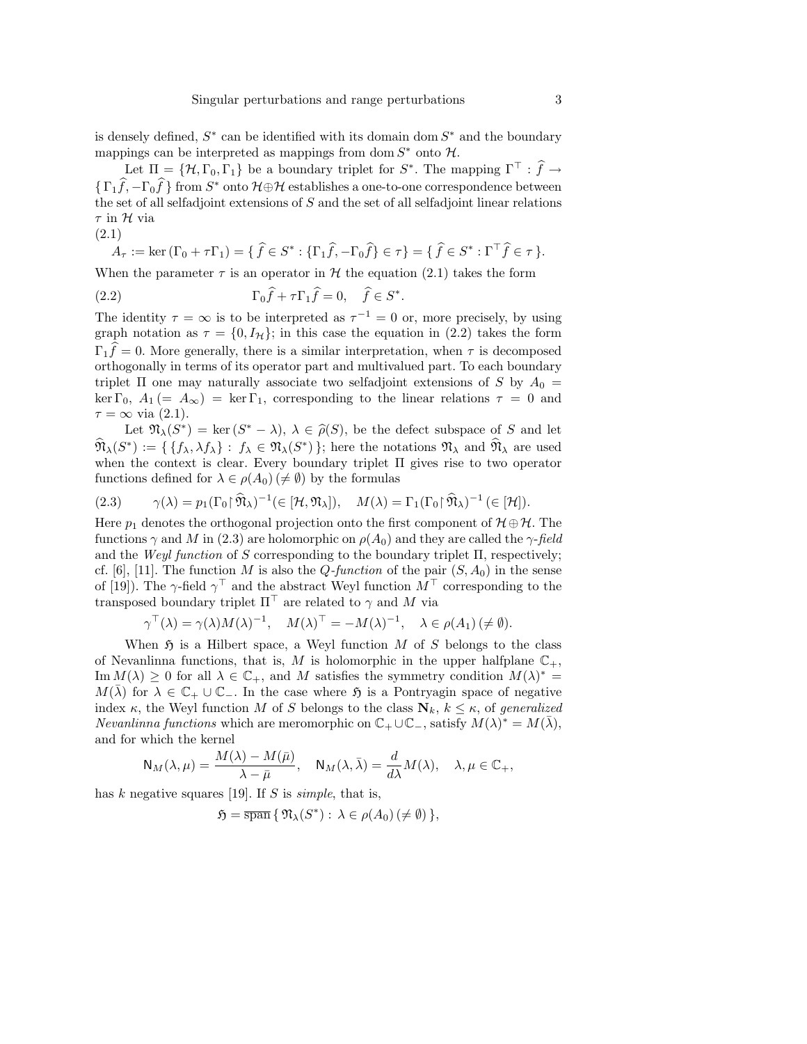is densely defined, $S^*$ can be identified with its domain $\operatorname{dom} S^*$ and the boundary mappings can be interpreted as mappings from $\operatorname{dom} S^*$ onto $\mathcal{H}$.

Let $\Pi = \{\mathcal{H}, \Gamma_0, \Gamma_1\}$ be a boundary triplet for $S^*$. The mapping $\Gamma^\top : \widehat{f} \to \{\Gamma_1 \widehat{f}, -\Gamma_0 \widehat{f}\}$ from $S^*$ onto $\mathcal{H} \oplus \mathcal{H}$ establishes a one-to-one correspondence between the set of all selfadjoint extensions of $S$ and the set of all selfadjoint linear relations $\tau$ in $\mathcal{H}$ via

(2.1)

$$A_\tau := \ker(\Gamma_0 + \tau\Gamma_1) = \{\, \widehat{f} \in S^* : \{\Gamma_1 \widehat{f}, -\Gamma_0 \widehat{f}\} \in \tau \} = \{\, \widehat{f} \in S^* : \Gamma^\top \widehat{f} \in \tau \,\}.$$

When the parameter $\tau$ is an operator in $\mathcal{H}$ the equation (2.1) takes the form

$$\Gamma_0 \widehat{f} + \tau \Gamma_1 \widehat{f} = 0, \quad \widehat{f} \in S^*. \tag{2.2}$$

The identity $\tau = \infty$ is to be interpreted as $\tau^{-1} = 0$ or, more precisely, by using graph notation as $\tau = \{0, I_\mathcal{H}\}$; in this case the equation in (2.2) takes the form $\Gamma_1 \widehat{f} = 0$. More generally, there is a similar interpretation, when $\tau$ is decomposed orthogonally in terms of its operator part and multivalued part. To each boundary triplet $\Pi$ one may naturally associate two selfadjoint extensions of $S$ by $A_0 = \ker \Gamma_0$, $A_1\,(= A_\infty) = \ker \Gamma_1$, corresponding to the linear relations $\tau = 0$ and $\tau = \infty$ via (2.1).

Let $\mathfrak{N}_\lambda(S^*) = \ker(S^* - \lambda)$, $\lambda \in \widehat{\rho}(S)$, be the defect subspace of $S$ and let $\widehat{\mathfrak{N}}_\lambda(S^*) := \{\, \{f_\lambda, \lambda f_\lambda\} : f_\lambda \in \mathfrak{N}_\lambda(S^*) \,\}$; here the notations $\mathfrak{N}_\lambda$ and $\widehat{\mathfrak{N}}_\lambda$ are used when the context is clear. Every boundary triplet $\Pi$ gives rise to two operator functions defined for $\lambda \in \rho(A_0)\,(\neq \emptyset)$ by the formulas

$$\gamma(\lambda) = p_1(\Gamma_0 \upharpoonright \widehat{\mathfrak{N}}_\lambda)^{-1} (\in [\mathcal{H}, \mathfrak{N}_\lambda]), \quad M(\lambda) = \Gamma_1(\Gamma_0 \upharpoonright \widehat{\mathfrak{N}}_\lambda)^{-1} \,(\in [\mathcal{H}]). \tag{2.3}$$

Here $p_1$ denotes the orthogonal projection onto the first component of $\mathcal{H} \oplus \mathcal{H}$. The functions $\gamma$ and $M$ in (2.3) are holomorphic on $\rho(A_0)$ and they are called the *$\gamma$-field* and the *Weyl function* of $S$ corresponding to the boundary triplet $\Pi$, respectively; cf. [6], [11]. The function $M$ is also the *Q-function* of the pair $(S, A_0)$ in the sense of [19]). The $\gamma$-field $\gamma^\top$ and the abstract Weyl function $M^\top$ corresponding to the transposed boundary triplet $\Pi^\top$ are related to $\gamma$ and $M$ via

$$\gamma^\top(\lambda) = \gamma(\lambda) M(\lambda)^{-1}, \quad M(\lambda)^\top = -M(\lambda)^{-1}, \quad \lambda \in \rho(A_1)\,(\neq \emptyset).$$

When $\mathfrak{H}$ is a Hilbert space, a Weyl function $M$ of $S$ belongs to the class of Nevanlinna functions, that is, $M$ is holomorphic in the upper halfplane $\mathbb{C}_+$, $\operatorname{Im} M(\lambda) \geq 0$ for all $\lambda \in \mathbb{C}_+$, and $M$ satisfies the symmetry condition $M(\lambda)^* = M(\bar{\lambda})$ for $\lambda \in \mathbb{C}_+ \cup \mathbb{C}_-$. In the case where $\mathfrak{H}$ is a Pontryagin space of negative index $\kappa$, the Weyl function $M$ of $S$ belongs to the class $\mathbf{N}_k$, $k \leq \kappa$, of *generalized Nevanlinna functions* which are meromorphic on $\mathbb{C}_+ \cup \mathbb{C}_-$, satisfy $M(\lambda)^* = M(\bar{\lambda})$, and for which the kernel

$$\mathsf{N}_M(\lambda, \mu) = \frac{M(\lambda) - M(\bar{\mu})}{\lambda - \bar{\mu}}, \quad \mathsf{N}_M(\lambda, \bar{\lambda}) = \frac{d}{d\lambda} M(\lambda), \quad \lambda, \mu \in \mathbb{C}_+,$$

has $k$ negative squares [19]. If $S$ is *simple*, that is,

$$\mathfrak{H} = \overline{\operatorname{span}}\,\{\, \mathfrak{N}_\lambda(S^*) : \lambda \in \rho(A_0)\,(\neq \emptyset) \,\},$$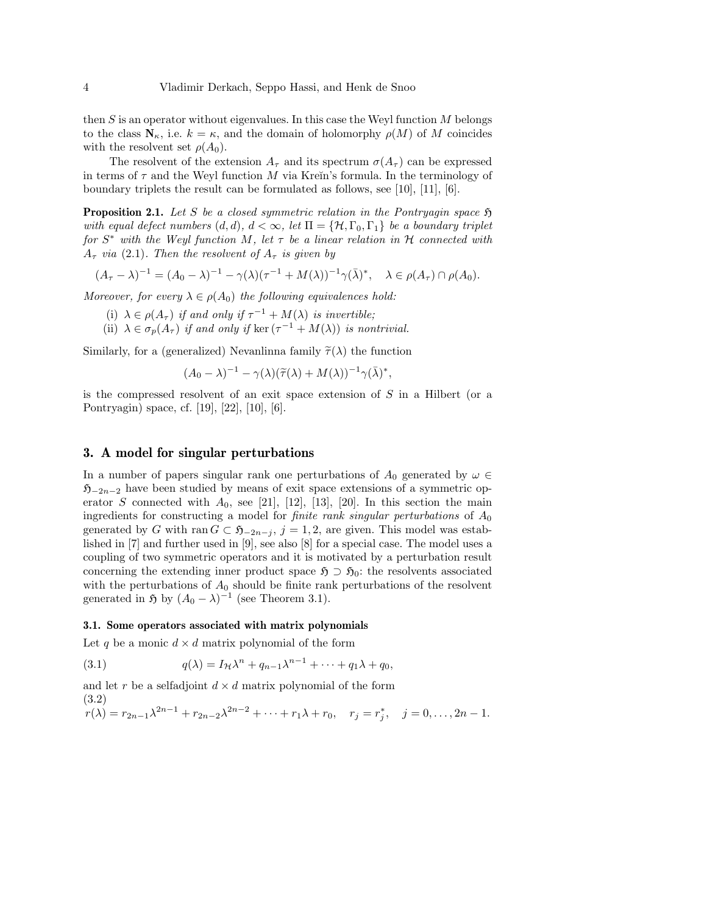then $S$ is an operator without eigenvalues. In this case the Weyl function $M$ belongs to the class $\mathbf{N}_\kappa$, i.e. $k = \kappa$, and the domain of holomorphy $\rho(M)$ of $M$ coincides with the resolvent set $\rho(A_0)$.

The resolvent of the extension $A_\tau$ and its spectrum $\sigma(A_\tau)$ can be expressed in terms of $\tau$ and the Weyl function $M$ via Kreĭn's formula. In the terminology of boundary triplets the result can be formulated as follows, see [10], [11], [6].

**Proposition 2.1.** *Let $S$ be a closed symmetric relation in the Pontryagin space $\mathfrak{H}$ with equal defect numbers $(d, d)$, $d < \infty$, let $\Pi = \{\mathcal{H}, \Gamma_0, \Gamma_1\}$ be a boundary triplet for $S^*$ with the Weyl function $M$, let $\tau$ be a linear relation in $\mathcal{H}$ connected with $A_\tau$ via (2.1). Then the resolvent of $A_\tau$ is given by*

$$(A_\tau - \lambda)^{-1} = (A_0 - \lambda)^{-1} - \gamma(\lambda)(\tau^{-1} + M(\lambda))^{-1}\gamma(\bar{\lambda})^*, \quad \lambda \in \rho(A_\tau) \cap \rho(A_0).$$

*Moreover, for every $\lambda \in \rho(A_0)$ the following equivalences hold:*

(i) *$\lambda \in \rho(A_\tau)$ if and only if $\tau^{-1} + M(\lambda)$ is invertible;*

(ii) *$\lambda \in \sigma_p(A_\tau)$ if and only if $\ker(\tau^{-1} + M(\lambda))$ is nontrivial.*

Similarly, for a (generalized) Nevanlinna family $\widetilde{\tau}(\lambda)$ the function

$$(A_0 - \lambda)^{-1} - \gamma(\lambda)(\widetilde{\tau}(\lambda) + M(\lambda))^{-1}\gamma(\bar{\lambda})^*,$$

is the compressed resolvent of an exit space extension of $S$ in a Hilbert (or a Pontryagin) space, cf. [19], [22], [10], [6].

## 3. A model for singular perturbations

In a number of papers singular rank one perturbations of $A_0$ generated by $\omega \in \mathfrak{H}_{-2n-2}$ have been studied by means of exit space extensions of a symmetric operator $S$ connected with $A_0$, see [21], [12], [13], [20]. In this section the main ingredients for constructing a model for *finite rank singular perturbations* of $A_0$ generated by $G$ with $\operatorname{ran} G \subset \mathfrak{H}_{-2n-j}$, $j = 1, 2$, are given. This model was established in [7] and further used in [9], see also [8] for a special case. The model uses a coupling of two symmetric operators and it is motivated by a perturbation result concerning the extending inner product space $\mathfrak{H} \supset \mathfrak{H}_0$: the resolvents associated with the perturbations of $A_0$ should be finite rank perturbations of the resolvent generated in $\mathfrak{H}$ by $(A_0 - \lambda)^{-1}$ (see Theorem 3.1).

### 3.1. Some operators associated with matrix polynomials

Let $q$ be a monic $d \times d$ matrix polynomial of the form

$$q(\lambda) = I_{\mathcal{H}}\lambda^n + q_{n-1}\lambda^{n-1} + \cdots + q_1\lambda + q_0, \tag{3.1}$$

and let $r$ be a selfadjoint $d \times d$ matrix polynomial of the form

$$r(\lambda) = r_{2n-1}\lambda^{2n-1} + r_{2n-2}\lambda^{2n-2} + \cdots + r_1\lambda + r_0, \quad r_j = r_j^*, \quad j = 0, \ldots, 2n-1. \tag{3.2}$$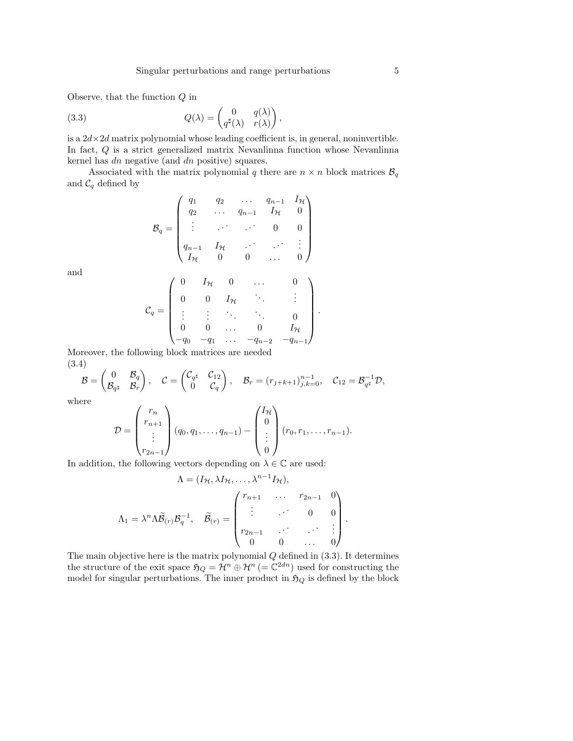Observe, that the function $Q$ in

$$Q(\lambda) = \begin{pmatrix} 0 & q(\lambda) \\ q^\sharp(\lambda) & r(\lambda) \end{pmatrix}, \tag{3.3}$$

is a $2d \times 2d$ matrix polynomial whose leading coefficient is, in general, noninvertible. In fact, $Q$ is a strict generalized matrix Nevanlinna function whose Nevanlinna kernel has $dn$ negative (and $dn$ positive) squares.

Associated with the matrix polynomial $q$ there are $n \times n$ block matrices $\mathcal{B}_q$ and $\mathcal{C}_q$ defined by

$$\mathcal{B}_q = \begin{pmatrix} q_1 & q_2 & \dots & q_{n-1} & I_{\mathcal{H}} \\ q_2 & \dots & q_{n-1} & I_{\mathcal{H}} & 0 \\ \vdots & \iddots & \iddots & 0 & 0 \\ q_{n-1} & I_{\mathcal{H}} & \iddots & \iddots & \vdots \\ I_{\mathcal{H}} & 0 & 0 & \dots & 0 \end{pmatrix}$$

and

$$\mathcal{C}_q = \begin{pmatrix} 0 & I_{\mathcal{H}} & 0 & \dots & 0 \\ 0 & 0 & I_{\mathcal{H}} & \ddots & \vdots \\ \vdots & \vdots & \ddots & \ddots & 0 \\ 0 & 0 & \dots & 0 & I_{\mathcal{H}} \\ -q_0 & -q_1 & \dots & -q_{n-2} & -q_{n-1} \end{pmatrix}.$$

Moreover, the following block matrices are needed

$$\mathcal{B} = \begin{pmatrix} 0 & \mathcal{B}_q \\ \mathcal{B}_{q^\sharp} & \mathcal{B}_r \end{pmatrix}, \quad \mathcal{C} = \begin{pmatrix} \mathcal{C}_{q^\sharp} & \mathcal{C}_{12} \\ 0 & \mathcal{C}_q \end{pmatrix}, \quad \mathcal{B}_r = (r_{j+k+1})_{j,k=0}^{n-1}, \quad \mathcal{C}_{12} = \mathcal{B}_{q^\sharp}^{-1}\mathcal{D}, \tag{3.4}$$

where

$$\mathcal{D} = \begin{pmatrix} r_n \\ r_{n+1} \\ \vdots \\ r_{2n-1} \end{pmatrix} (q_0, q_1, \dots, q_{n-1}) - \begin{pmatrix} I_{\mathcal{H}} \\ 0 \\ \vdots \\ 0 \end{pmatrix} (r_0, r_1, \dots, r_{n-1}).$$

In addition, the following vectors depending on $\lambda \in \mathbb{C}$ are used:

$$\Lambda = (I_{\mathcal{H}}, \lambda I_{\mathcal{H}}, \dots, \lambda^{n-1} I_{\mathcal{H}}),$$

$$\Lambda_1 = \lambda^n \Lambda \widetilde{\mathcal{B}}_{(r)} \mathcal{B}_q^{-1}, \quad \widetilde{\mathcal{B}}_{(r)} = \begin{pmatrix} r_{n+1} & \dots & r_{2n-1} & 0 \\ \vdots & \iddots & 0 & 0 \\ r_{2n-1} & \iddots & \iddots & \vdots \\ 0 & 0 & \dots & 0 \end{pmatrix}.$$

The main objective here is the matrix polynomial $Q$ defined in (3.3). It determines the structure of the exit space $\mathfrak{H}_Q = \mathcal{H}^n \oplus \mathcal{H}^n \, (= \mathbb{C}^{2dn})$ used for constructing the model for singular perturbations. The inner product in $\mathfrak{H}_Q$ is defined by the block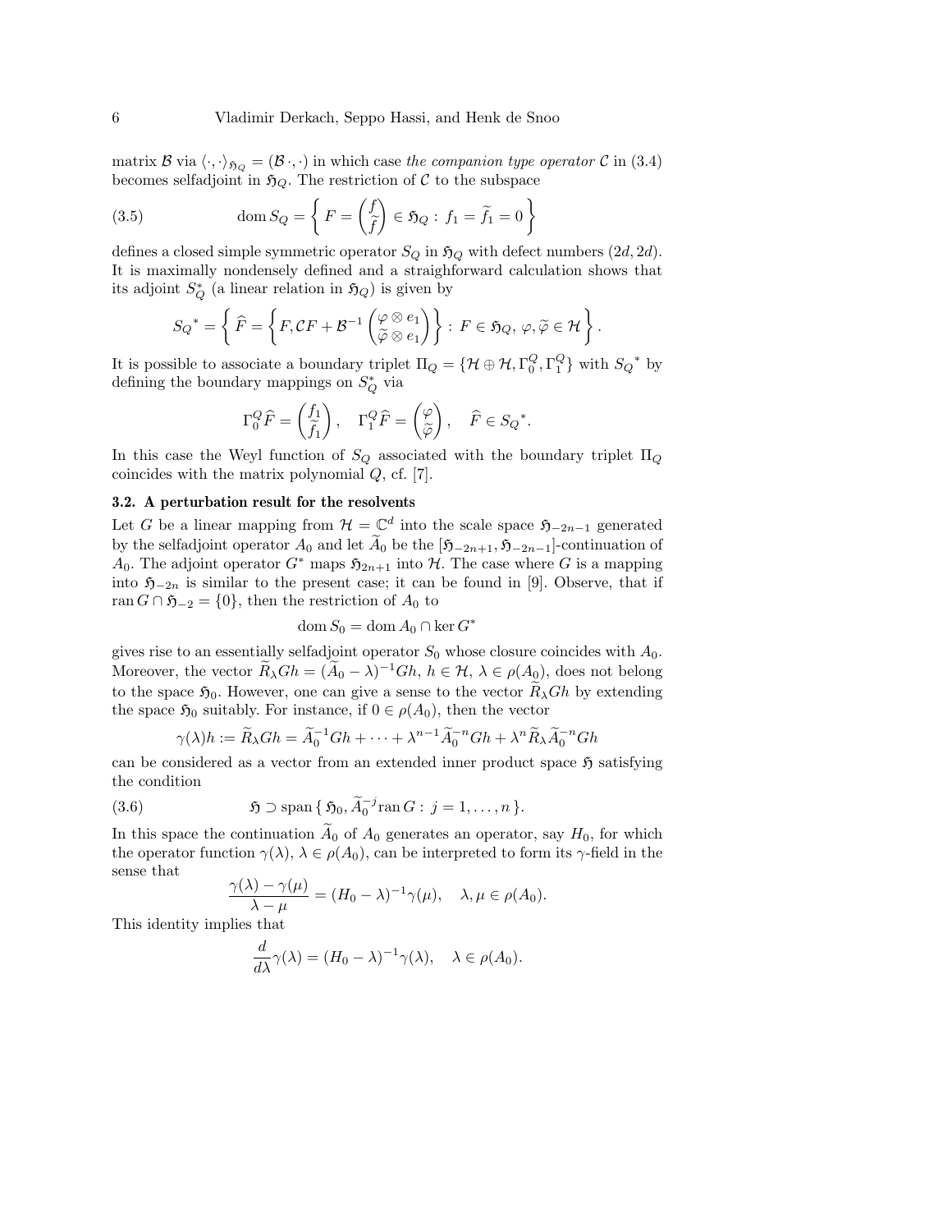matrix $\mathcal{B}$ via $\langle \cdot, \cdot \rangle_{\mathfrak{H}_Q} = (\mathcal{B}\,\cdot, \cdot)$ in which case *the companion type operator* $\mathcal{C}$ in (3.4) becomes selfadjoint in $\mathfrak{H}_Q$. The restriction of $\mathcal{C}$ to the subspace

$$\operatorname{dom} S_Q = \left\{ F = \begin{pmatrix} f \\ \widetilde{f} \end{pmatrix} \in \mathfrak{H}_Q : \, f_1 = \widetilde{f}_1 = 0 \right\} \tag{3.5}$$

defines a closed simple symmetric operator $S_Q$ in $\mathfrak{H}_Q$ with defect numbers $(2d, 2d)$. It is maximally nondensely defined and a straightforward calculation shows that its adjoint $S_Q^*$ (a linear relation in $\mathfrak{H}_Q$) is given by

$$S_Q{}^* = \left\{ \widehat{F} = \left\{ F, \mathcal{C}F + \mathcal{B}^{-1} \begin{pmatrix} \varphi \otimes e_1 \\ \widetilde{\varphi} \otimes e_1 \end{pmatrix} \right\} : \, F \in \mathfrak{H}_Q, \, \varphi, \widetilde{\varphi} \in \mathcal{H} \right\}.$$

It is possible to associate a boundary triplet $\Pi_Q = \{\mathcal{H} \oplus \mathcal{H}, \Gamma_0^Q, \Gamma_1^Q\}$ with $S_Q{}^*$ by defining the boundary mappings on $S_Q^*$ via

$$\Gamma_0^Q \widehat{F} = \begin{pmatrix} f_1 \\ \widetilde{f}_1 \end{pmatrix}, \quad \Gamma_1^Q \widehat{F} = \begin{pmatrix} \varphi \\ \widetilde{\varphi} \end{pmatrix}, \quad \widehat{F} \in S_Q{}^*.$$

In this case the Weyl function of $S_Q$ associated with the boundary triplet $\Pi_Q$ coincides with the matrix polynomial $Q$, cf. [7].

### 3.2. A perturbation result for the resolvents

Let $G$ be a linear mapping from $\mathcal{H} = \mathbb{C}^d$ into the scale space $\mathfrak{H}_{-2n-1}$ generated by the selfadjoint operator $A_0$ and let $\widetilde{A}_0$ be the $[\mathfrak{H}_{-2n+1}, \mathfrak{H}_{-2n-1}]$-continuation of $A_0$. The adjoint operator $G^*$ maps $\mathfrak{H}_{2n+1}$ into $\mathcal{H}$. The case where $G$ is a mapping into $\mathfrak{H}_{-2n}$ is similar to the present case; it can be found in [9]. Observe, that if $\operatorname{ran} G \cap \mathfrak{H}_{-2} = \{0\}$, then the restriction of $A_0$ to

$$\operatorname{dom} S_0 = \operatorname{dom} A_0 \cap \ker G^*$$

gives rise to an essentially selfadjoint operator $S_0$ whose closure coincides with $A_0$. Moreover, the vector $\widetilde{R}_\lambda G h = (\widetilde{A}_0 - \lambda)^{-1} G h$, $h \in \mathcal{H}$, $\lambda \in \rho(A_0)$, does not belong to the space $\mathfrak{H}_0$. However, one can give a sense to the vector $\widetilde{R}_\lambda G h$ by extending the space $\mathfrak{H}_0$ suitably. For instance, if $0 \in \rho(A_0)$, then the vector

$$\gamma(\lambda) h := \widetilde{R}_\lambda G h = \widetilde{A}_0^{-1} G h + \cdots + \lambda^{n-1} \widetilde{A}_0^{-n} G h + \lambda^n \widetilde{R}_\lambda \widetilde{A}_0^{-n} G h$$

can be considered as a vector from an extended inner product space $\mathfrak{H}$ satisfying the condition

$$\mathfrak{H} \supset \operatorname{span} \{ \mathfrak{H}_0, \widetilde{A}_0^{-j} \operatorname{ran} G : \, j = 1, \dots, n \}. \tag{3.6}$$

In this space the continuation $\widetilde{A}_0$ of $A_0$ generates an operator, say $H_0$, for which the operator function $\gamma(\lambda)$, $\lambda \in \rho(A_0)$, can be interpreted to form its $\gamma$-field in the sense that

$$\frac{\gamma(\lambda) - \gamma(\mu)}{\lambda - \mu} = (H_0 - \lambda)^{-1} \gamma(\mu), \quad \lambda, \mu \in \rho(A_0).$$

This identity implies that

$$\frac{d}{d\lambda} \gamma(\lambda) = (H_0 - \lambda)^{-1} \gamma(\lambda), \quad \lambda \in \rho(A_0).$$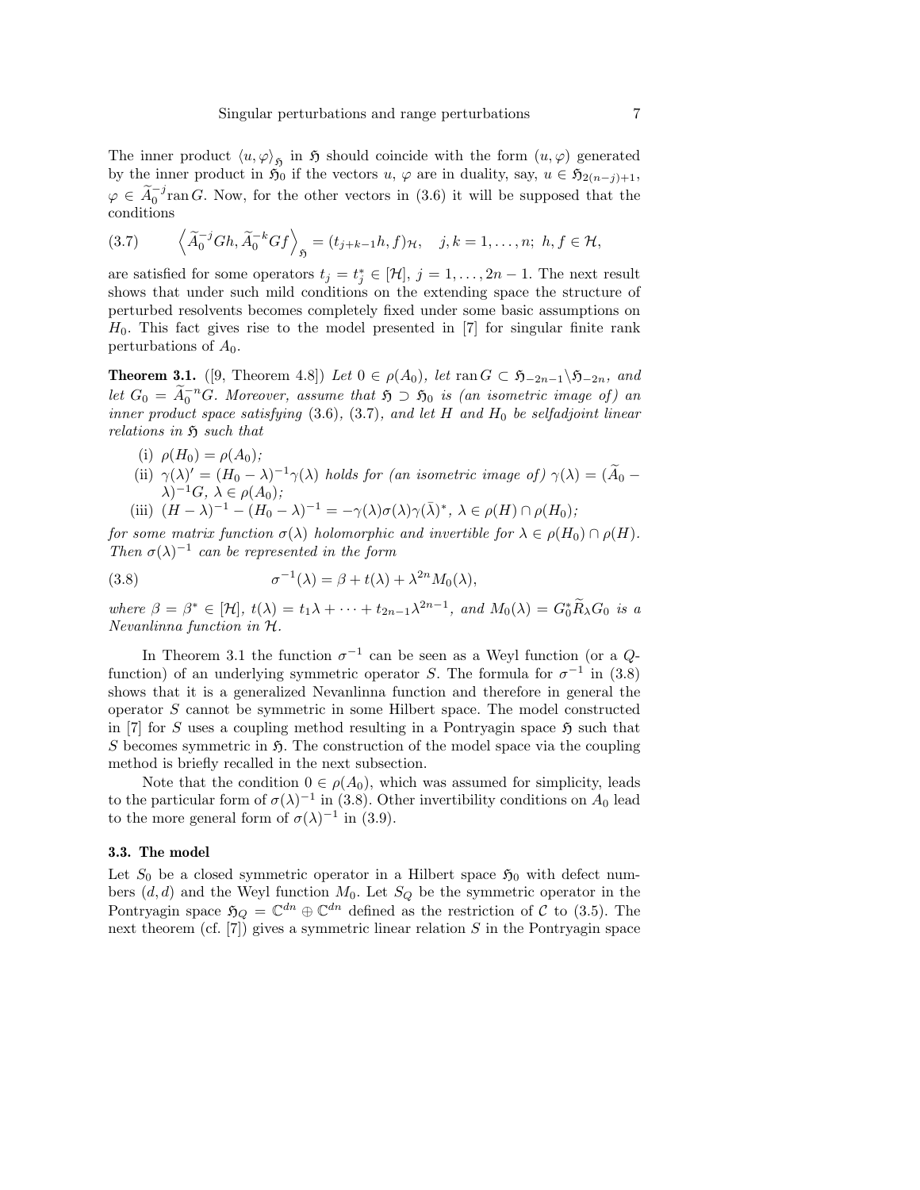The inner product $\langle u, \varphi \rangle_{\mathfrak{H}}$ in $\mathfrak{H}$ should coincide with the form $(u, \varphi)$ generated by the inner product in $\mathfrak{H}_0$ if the vectors $u$, $\varphi$ are in duality, say, $u \in \mathfrak{H}_{2(n-j)+1}$, $\varphi \in \widetilde{A}_0^{-j} \operatorname{ran} G$. Now, for the other vectors in (3.6) it will be supposed that the conditions

$$\left\langle \widetilde{A}_0^{-j} Gh, \widetilde{A}_0^{-k} Gf \right\rangle_{\mathfrak{H}} = (t_{j+k-1} h, f)_{\mathcal{H}}, \quad j,k = 1, \ldots, n;\ h, f \in \mathcal{H}, \tag{3.7}$$

are satisfied for some operators $t_j = t_j^* \in [\mathcal{H}]$, $j = 1, \ldots, 2n-1$. The next result shows that under such mild conditions on the extending space the structure of perturbed resolvents becomes completely fixed under some basic assumptions on $H_0$. This fact gives rise to the model presented in [7] for singular finite rank perturbations of $A_0$.

**Theorem 3.1.** ([9, Theorem 4.8]) *Let $0 \in \rho(A_0)$, let $\operatorname{ran} G \subset \mathfrak{H}_{-2n-1} \backslash \mathfrak{H}_{-2n}$, and let $G_0 = \widetilde{A}_0^{-n} G$. Moreover, assume that $\mathfrak{H} \supset \mathfrak{H}_0$ is (an isometric image of) an inner product space satisfying* (3.6), (3.7), *and let $H$ and $H_0$ be selfadjoint linear relations in $\mathfrak{H}$ such that*

(i) *$\rho(H_0) = \rho(A_0)$;*

(ii) *$\gamma(\lambda)' = (H_0 - \lambda)^{-1} \gamma(\lambda)$ holds for (an isometric image of) $\gamma(\lambda) = (\widetilde{A}_0 - \lambda)^{-1} G$, $\lambda \in \rho(A_0)$;*

(iii) *$(H - \lambda)^{-1} - (H_0 - \lambda)^{-1} = -\gamma(\lambda) \sigma(\lambda) \gamma(\bar{\lambda})^*$, $\lambda \in \rho(H) \cap \rho(H_0)$;*

*for some matrix function $\sigma(\lambda)$ holomorphic and invertible for $\lambda \in \rho(H_0) \cap \rho(H)$. Then $\sigma(\lambda)^{-1}$ can be represented in the form*

$$\sigma^{-1}(\lambda) = \beta + t(\lambda) + \lambda^{2n} M_0(\lambda), \tag{3.8}$$

*where $\beta = \beta^* \in [\mathcal{H}]$, $t(\lambda) = t_1 \lambda + \cdots + t_{2n-1} \lambda^{2n-1}$, and $M_0(\lambda) = G_0^* \widetilde{R}_\lambda G_0$ is a Nevanlinna function in $\mathcal{H}$.*

In Theorem 3.1 the function $\sigma^{-1}$ can be seen as a Weyl function (or a $Q$-function) of an underlying symmetric operator $S$. The formula for $\sigma^{-1}$ in (3.8) shows that it is a generalized Nevanlinna function and therefore in general the operator $S$ cannot be symmetric in some Hilbert space. The model constructed in [7] for $S$ uses a coupling method resulting in a Pontryagin space $\mathfrak{H}$ such that $S$ becomes symmetric in $\mathfrak{H}$. The construction of the model space via the coupling method is briefly recalled in the next subsection.

Note that the condition $0 \in \rho(A_0)$, which was assumed for simplicity, leads to the particular form of $\sigma(\lambda)^{-1}$ in (3.8). Other invertibility conditions on $A_0$ lead to the more general form of $\sigma(\lambda)^{-1}$ in (3.9).

### 3.3. The model

Let $S_0$ be a closed symmetric operator in a Hilbert space $\mathfrak{H}_0$ with defect numbers $(d, d)$ and the Weyl function $M_0$. Let $S_Q$ be the symmetric operator in the Pontryagin space $\mathfrak{H}_Q = \mathbb{C}^{dn} \oplus \mathbb{C}^{dn}$ defined as the restriction of $\mathcal{C}$ to (3.5). The next theorem (cf. [7]) gives a symmetric linear relation $S$ in the Pontryagin space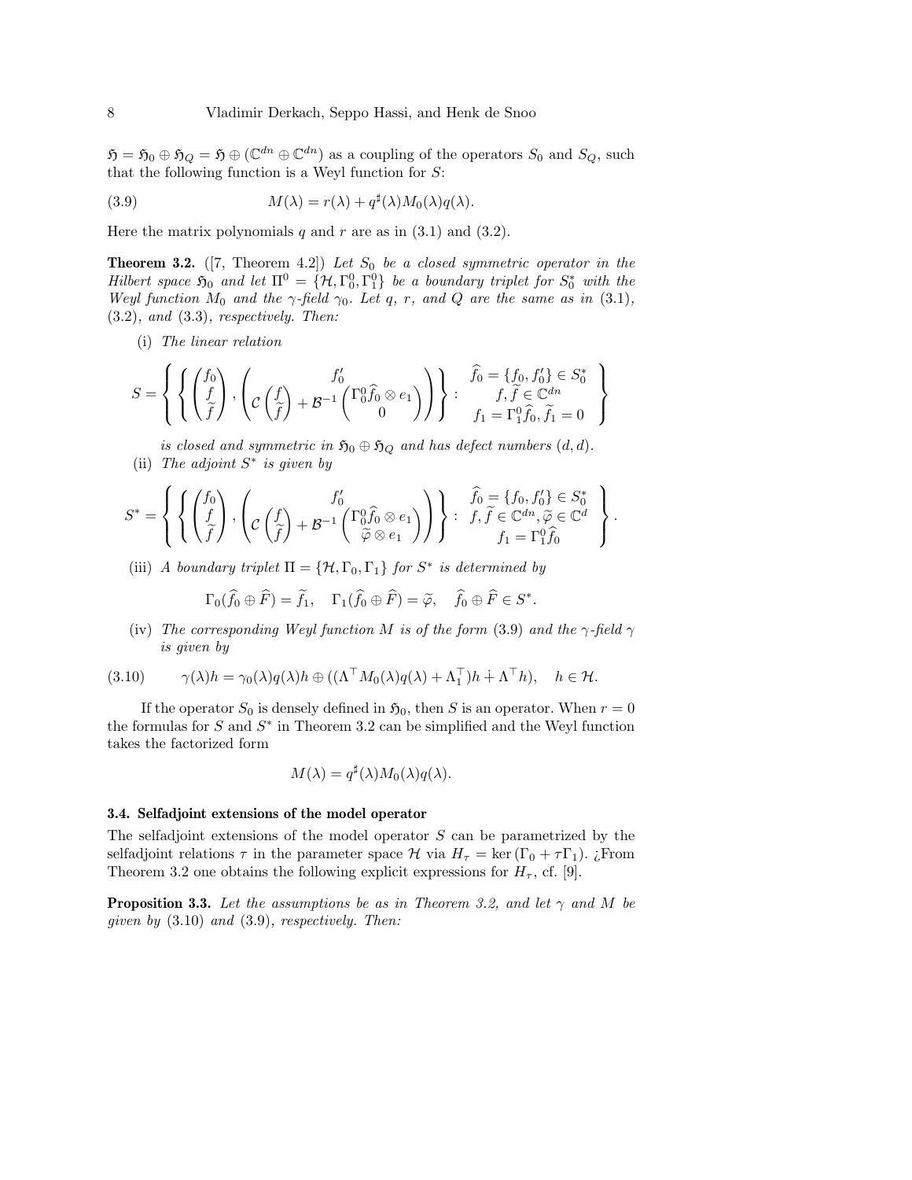$\mathfrak{H} = \mathfrak{H}_0 \oplus \mathfrak{H}_Q = \mathfrak{H} \oplus (\mathbb{C}^{dn} \oplus \mathbb{C}^{dn})$ as a coupling of the operators $S_0$ and $S_Q$, such that the following function is a Weyl function for $S$:

$$M(\lambda) = r(\lambda) + q^\sharp(\lambda) M_0(\lambda) q(\lambda). \tag{3.9}$$

Here the matrix polynomials $q$ and $r$ are as in (3.1) and (3.2).

**Theorem 3.2.** ([7, Theorem 4.2]) *Let $S_0$ be a closed symmetric operator in the Hilbert space $\mathfrak{H}_0$ and let $\Pi^0 = \{\mathcal{H}, \Gamma_0^0, \Gamma_1^0\}$ be a boundary triplet for $S_0^*$ with the Weyl function $M_0$ and the $\gamma$-field $\gamma_0$. Let $q$, $r$, and $Q$ are the same as in* (3.1), (3.2), *and* (3.3), *respectively. Then:*

(i) *The linear relation*

$$S = \left\{ \left\{ \begin{pmatrix} f_0 \\ f \\ \widetilde{f} \end{pmatrix}, \begin{pmatrix} f_0' \\ \mathcal{C}\begin{pmatrix} f \\ \widetilde{f} \end{pmatrix} + \mathcal{B}^{-1}\begin{pmatrix} \Gamma_0^0 \widehat{f}_0 \otimes e_1 \\ 0 \end{pmatrix} \end{pmatrix} \right\} : \begin{array}{c} \widehat{f}_0 = \{f_0, f_0'\} \in S_0^* \\ f, \widetilde{f} \in \mathbb{C}^{dn} \\ f_1 = \Gamma_1^0 \widehat{f}_0, \widetilde{f}_1 = 0 \end{array} \right\}$$

*is closed and symmetric in $\mathfrak{H}_0 \oplus \mathfrak{H}_Q$ and has defect numbers $(d, d)$.*

(ii) *The adjoint $S^*$ is given by*

$$S^* = \left\{ \left\{ \begin{pmatrix} f_0 \\ f \\ \widetilde{f} \end{pmatrix}, \begin{pmatrix} f_0' \\ \mathcal{C}\begin{pmatrix} f \\ \widetilde{f} \end{pmatrix} + \mathcal{B}^{-1}\begin{pmatrix} \Gamma_0^0 \widehat{f}_0 \otimes e_1 \\ \widetilde{\varphi} \otimes e_1 \end{pmatrix} \end{pmatrix} \right\} : \begin{array}{c} \widehat{f}_0 = \{f_0, f_0'\} \in S_0^* \\ f, \widetilde{f} \in \mathbb{C}^{dn}, \widetilde{\varphi} \in \mathbb{C}^d \\ f_1 = \Gamma_1^0 \widehat{f}_0 \end{array} \right\}.$$

(iii) *A boundary triplet $\Pi = \{\mathcal{H}, \Gamma_0, \Gamma_1\}$ for $S^*$ is determined by*

$$\Gamma_0(\widehat{f}_0 \oplus \widehat{F}) = \widetilde{f}_1, \quad \Gamma_1(\widehat{f}_0 \oplus \widehat{F}) = \widetilde{\varphi}, \quad \widehat{f}_0 \oplus \widehat{F} \in S^*.$$

(iv) *The corresponding Weyl function $M$ is of the form* (3.9) *and the $\gamma$-field $\gamma$ is given by*

$$\gamma(\lambda)h = \gamma_0(\lambda) q(\lambda) h \oplus ((\Lambda^\top M_0(\lambda) q(\lambda) + \Lambda_1^\top) h \dotplus \Lambda^\top h), \quad h \in \mathcal{H}. \tag{3.10}$$

If the operator $S_0$ is densely defined in $\mathfrak{H}_0$, then $S$ is an operator. When $r = 0$ the formulas for $S$ and $S^*$ in Theorem 3.2 can be simplified and the Weyl function takes the factorized form

$$M(\lambda) = q^\sharp(\lambda) M_0(\lambda) q(\lambda).$$

### 3.4. Selfadjoint extensions of the model operator

The selfadjoint extensions of the model operator $S$ can be parametrized by the selfadjoint relations $\tau$ in the parameter space $\mathcal{H}$ via $H_\tau = \ker(\Gamma_0 + \tau\Gamma_1)$. ¿From Theorem 3.2 one obtains the following explicit expressions for $H_\tau$, cf. [9].

**Proposition 3.3.** *Let the assumptions be as in Theorem 3.2, and let $\gamma$ and $M$ be given by* (3.10) *and* (3.9)*, respectively. Then:*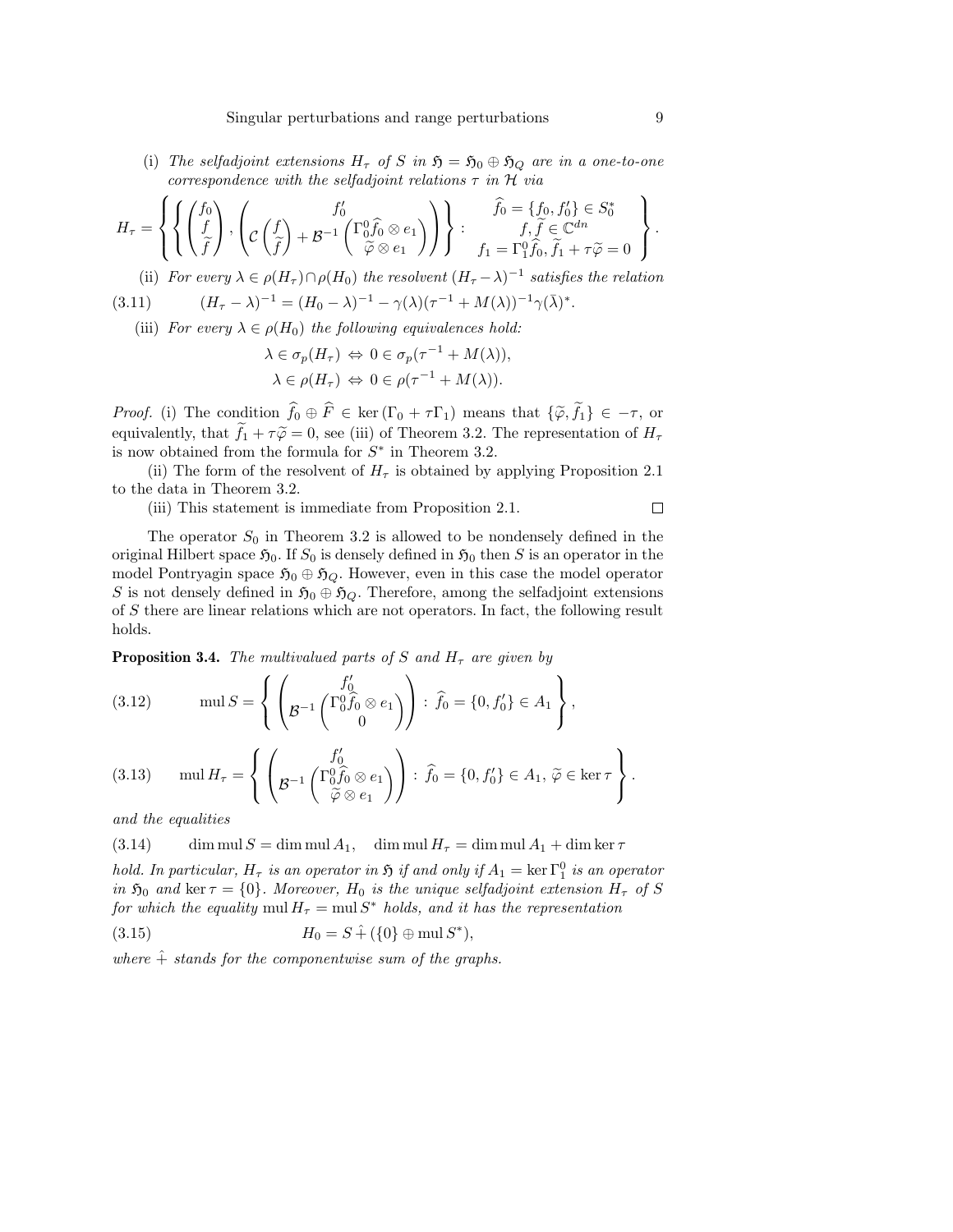(i) *The selfadjoint extensions $H_\tau$ of $S$ in $\mathfrak{H} = \mathfrak{H}_0 \oplus \mathfrak{H}_Q$ are in a one-to-one correspondence with the selfadjoint relations $\tau$ in $\mathcal{H}$ via*

$$H_\tau = \left\{ \left\{ \begin{pmatrix} f_0 \\ f \\ \widetilde{f} \end{pmatrix}, \begin{pmatrix} f_0' \\ \mathcal{C}\begin{pmatrix} f \\ \widetilde{f} \end{pmatrix} + \mathcal{B}^{-1}\begin{pmatrix} \Gamma_0^0 \widehat{f}_0 \otimes e_1 \\ \widetilde{\varphi} \otimes e_1 \end{pmatrix} \end{pmatrix} \right\} : \begin{array}{c} \widehat{f}_0 = \{f_0, f_0'\} \in S_0^* \\ f, \widetilde{f} \in \mathbb{C}^{dn} \\ f_1 = \Gamma_1^0 \widehat{f}_0, \widetilde{f}_1 + \tau\widetilde{\varphi} = 0 \end{array} \right\}.$$

(ii) *For every $\lambda \in \rho(H_\tau) \cap \rho(H_0)$ the resolvent $(H_\tau - \lambda)^{-1}$ satisfies the relation*

$$(H_\tau - \lambda)^{-1} = (H_0 - \lambda)^{-1} - \gamma(\lambda)(\tau^{-1} + M(\lambda))^{-1}\gamma(\bar{\lambda})^*. \tag{3.11}$$

(iii) *For every $\lambda \in \rho(H_0)$ the following equivalences hold:*

$$\lambda \in \sigma_p(H_\tau) \Leftrightarrow 0 \in \sigma_p(\tau^{-1} + M(\lambda)),$$
$$\lambda \in \rho(H_\tau) \Leftrightarrow 0 \in \rho(\tau^{-1} + M(\lambda)).$$

*Proof.* (i) The condition $\widehat{f}_0 \oplus \widehat{F} \in \ker(\Gamma_0 + \tau\Gamma_1)$ means that $\{\widetilde{\varphi}, \widetilde{f}_1\} \in -\tau$, or equivalently, that $\widetilde{f}_1 + \tau\widetilde{\varphi} = 0$, see (iii) of Theorem 3.2. The representation of $H_\tau$ is now obtained from the formula for $S^*$ in Theorem 3.2.

(ii) The form of the resolvent of $H_\tau$ is obtained by applying Proposition 2.1 to the data in Theorem 3.2.

(iii) This statement is immediate from Proposition 2.1. □

The operator $S_0$ in Theorem 3.2 is allowed to be nondensely defined in the original Hilbert space $\mathfrak{H}_0$. If $S_0$ is densely defined in $\mathfrak{H}_0$ then $S$ is an operator in the model Pontryagin space $\mathfrak{H}_0 \oplus \mathfrak{H}_Q$. However, even in this case the model operator $S$ is not densely defined in $\mathfrak{H}_0 \oplus \mathfrak{H}_Q$. Therefore, among the selfadjoint extensions of $S$ there are linear relations which are not operators. In fact, the following result holds.

**Proposition 3.4.** *The multivalued parts of $S$ and $H_\tau$ are given by*

$$\operatorname{mul} S = \left\{ \begin{pmatrix} f_0' \\ \mathcal{B}^{-1}\begin{pmatrix} \Gamma_0^0 \widehat{f}_0 \otimes e_1 \\ 0 \end{pmatrix} \end{pmatrix} : \widehat{f}_0 = \{0, f_0'\} \in A_1 \right\}, \tag{3.12}$$

$$\operatorname{mul} H_\tau = \left\{ \begin{pmatrix} f_0' \\ \mathcal{B}^{-1}\begin{pmatrix} \Gamma_0^0 \widehat{f}_0 \otimes e_1 \\ \widetilde{\varphi} \otimes e_1 \end{pmatrix} \end{pmatrix} : \widehat{f}_0 = \{0, f_0'\} \in A_1, \ \widetilde{\varphi} \in \ker\tau \right\}. \tag{3.13}$$

*and the equalities*

$$\dim \operatorname{mul} S = \dim \operatorname{mul} A_1, \quad \dim \operatorname{mul} H_\tau = \dim \operatorname{mul} A_1 + \dim \ker \tau \tag{3.14}$$

*hold. In particular, $H_\tau$ is an operator in $\mathfrak{H}$ if and only if $A_1 = \ker \Gamma_1^0$ is an operator in $\mathfrak{H}_0$ and $\ker\tau = \{0\}$. Moreover, $H_0$ is the unique selfadjoint extension $H_\tau$ of $S$ for which the equality $\operatorname{mul} H_\tau = \operatorname{mul} S^*$ holds, and it has the representation*

$$H_0 = S \,\hat{+}\, (\{0\} \oplus \operatorname{mul} S^*), \tag{3.15}$$

*where $\hat{+}$ stands for the componentwise sum of the graphs.*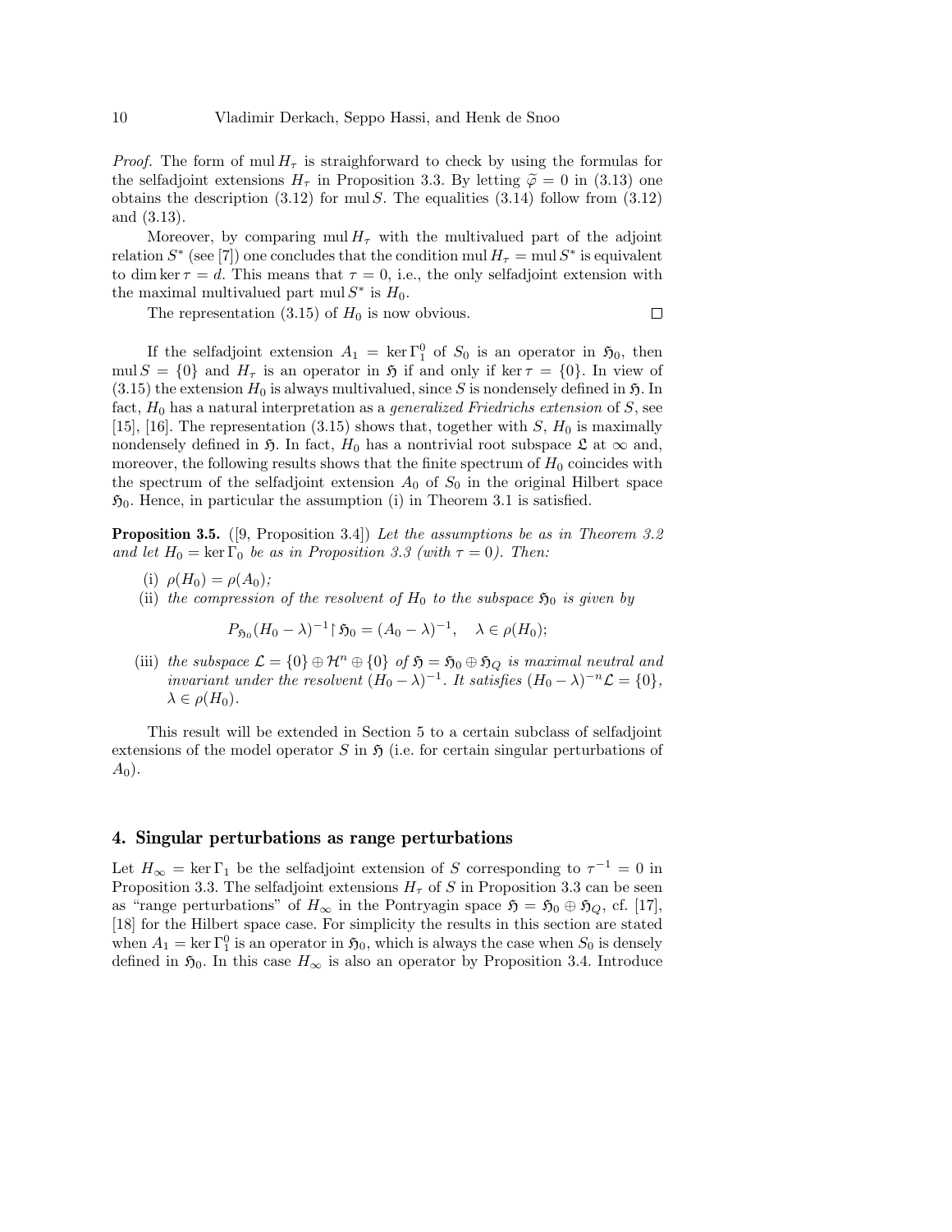*Proof.* The form of $\operatorname{mul} H_\tau$ is straighforward to check by using the formulas for the selfadjoint extensions $H_\tau$ in Proposition 3.3. By letting $\widetilde{\varphi} = 0$ in (3.13) one obtains the description (3.12) for $\operatorname{mul} S$. The equalities (3.14) follow from (3.12) and (3.13).

Moreover, by comparing $\operatorname{mul} H_\tau$ with the multivalued part of the adjoint relation $S^*$ (see [7]) one concludes that the condition $\operatorname{mul} H_\tau = \operatorname{mul} S^*$ is equivalent to $\dim \ker \tau = d$. This means that $\tau = 0$, i.e., the only selfadjoint extension with the maximal multivalued part $\operatorname{mul} S^*$ is $H_0$.

The representation (3.15) of $H_0$ is now obvious. □

If the selfadjoint extension $A_1 = \ker \Gamma_1^0$ of $S_0$ is an operator in $\mathfrak{H}_0$, then $\operatorname{mul} S = \{0\}$ and $H_\tau$ is an operator in $\mathfrak{H}$ if and only if $\ker \tau = \{0\}$. In view of (3.15) the extension $H_0$ is always multivalued, since $S$ is nondensely defined in $\mathfrak{H}$. In fact, $H_0$ has a natural interpretation as a *generalized Friedrichs extension* of $S$, see [15], [16]. The representation (3.15) shows that, together with $S$, $H_0$ is maximally nondensely defined in $\mathfrak{H}$. In fact, $H_0$ has a nontrivial root subspace $\mathfrak{L}$ at $\infty$ and, moreover, the following results shows that the finite spectrum of $H_0$ coincides with the spectrum of the selfadjoint extension $A_0$ of $S_0$ in the original Hilbert space $\mathfrak{H}_0$. Hence, in particular the assumption (i) in Theorem 3.1 is satisfied.

**Proposition 3.5.** ([9, Proposition 3.4]) *Let the assumptions be as in Theorem 3.2 and let $H_0 = \ker \Gamma_0$ be as in Proposition 3.3 (with $\tau = 0$). Then:*

(i) $\rho(H_0) = \rho(A_0)$;

(ii) *the compression of the resolvent of $H_0$ to the subspace $\mathfrak{H}_0$ is given by*

$$P_{\mathfrak{H}_0}(H_0 - \lambda)^{-1} \upharpoonright \mathfrak{H}_0 = (A_0 - \lambda)^{-1}, \quad \lambda \in \rho(H_0);$$

(iii) *the subspace $\mathcal{L} = \{0\} \oplus \mathcal{H}^n \oplus \{0\}$ of $\mathfrak{H} = \mathfrak{H}_0 \oplus \mathfrak{H}_Q$ is maximal neutral and invariant under the resolvent $(H_0 - \lambda)^{-1}$. It satisfies $(H_0 - \lambda)^{-n} \mathcal{L} = \{0\}$, $\lambda \in \rho(H_0)$.*

This result will be extended in Section 5 to a certain subclass of selfadjoint extensions of the model operator $S$ in $\mathfrak{H}$ (i.e. for certain singular perturbations of $A_0$).

## 4. Singular perturbations as range perturbations

Let $H_\infty = \ker \Gamma_1$ be the selfadjoint extension of $S$ corresponding to $\tau^{-1} = 0$ in Proposition 3.3. The selfadjoint extensions $H_\tau$ of $S$ in Proposition 3.3 can be seen as "range perturbations" of $H_\infty$ in the Pontryagin space $\mathfrak{H} = \mathfrak{H}_0 \oplus \mathfrak{H}_Q$, cf. [17], [18] for the Hilbert space case. For simplicity the results in this section are stated when $A_1 = \ker \Gamma_1^0$ is an operator in $\mathfrak{H}_0$, which is always the case when $S_0$ is densely defined in $\mathfrak{H}_0$. In this case $H_\infty$ is also an operator by Proposition 3.4. Introduce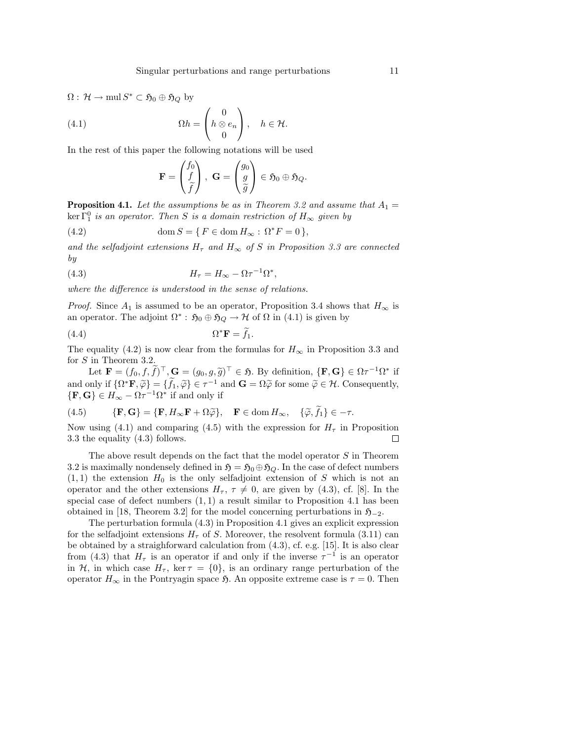$\Omega : \mathcal{H} \to \operatorname{mul} S^* \subset \mathfrak{H}_0 \oplus \mathfrak{H}_Q$ by

$$\Omega h = \begin{pmatrix} 0 \\ h \otimes e_n \\ 0 \end{pmatrix}, \quad h \in \mathcal{H}. \tag{4.1}$$

In the rest of this paper the following notations will be used

$$\mathbf{F} = \begin{pmatrix} f_0 \\ f \\ \widetilde{f} \end{pmatrix}, \ \mathbf{G} = \begin{pmatrix} g_0 \\ g \\ \widetilde{g} \end{pmatrix} \in \mathfrak{H}_0 \oplus \mathfrak{H}_Q.$$

**Proposition 4.1.** *Let the assumptions be as in Theorem 3.2 and assume that $A_1 = \ker \Gamma_1^0$ is an operator. Then $S$ is a domain restriction of $H_\infty$ given by*

$$\operatorname{dom} S = \{\, F \in \operatorname{dom} H_\infty : \ \Omega^* F = 0 \,\}, \tag{4.2}$$

*and the selfadjoint extensions $H_\tau$ and $H_\infty$ of $S$ in Proposition 3.3 are connected by*

$$H_\tau = H_\infty - \Omega \tau^{-1} \Omega^*, \tag{4.3}$$

*where the difference is understood in the sense of relations.*

*Proof.* Since $A_1$ is assumed to be an operator, Proposition 3.4 shows that $H_\infty$ is an operator. The adjoint $\Omega^* : \mathfrak{H}_0 \oplus \mathfrak{H}_Q \to \mathcal{H}$ of $\Omega$ in (4.1) is given by

$$\Omega^* \mathbf{F} = \widetilde{f}_1. \tag{4.4}$$

The equality (4.2) is now clear from the formulas for $H_\infty$ in Proposition 3.3 and for $S$ in Theorem 3.2.

Let $\mathbf{F} = (f_0, f, \widetilde{f})^\top, \mathbf{G} = (g_0, g, \widetilde{g})^\top \in \mathfrak{H}$. By definition, $\{\mathbf{F}, \mathbf{G}\} \in \Omega \tau^{-1} \Omega^*$ if and only if $\{\Omega^* \mathbf{F}, \widetilde{\varphi}\} = \{\widetilde{f}_1, \widetilde{\varphi}\} \in \tau^{-1}$ and $\mathbf{G} = \Omega \widetilde{\varphi}$ for some $\widetilde{\varphi} \in \mathcal{H}$. Consequently, $\{\mathbf{F}, \mathbf{G}\} \in H_\infty - \Omega \tau^{-1} \Omega^*$ if and only if

$$\{\mathbf{F}, \mathbf{G}\} = \{\mathbf{F}, H_\infty \mathbf{F} + \Omega \widetilde{\varphi}\}, \quad \mathbf{F} \in \operatorname{dom} H_\infty, \quad \{\widetilde{\varphi}, \widetilde{f}_1\} \in -\tau. \tag{4.5}$$

Now using (4.1) and comparing (4.5) with the expression for $H_\tau$ in Proposition 3.3 the equality (4.3) follows. $\square$

The above result depends on the fact that the model operator $S$ in Theorem 3.2 is maximally nondensely defined in $\mathfrak{H} = \mathfrak{H}_0 \oplus \mathfrak{H}_Q$. In the case of defect numbers $(1,1)$ the extension $H_0$ is the only selfadjoint extension of $S$ which is not an operator and the other extensions $H_\tau$, $\tau \neq 0$, are given by (4.3), cf. [8]. In the special case of defect numbers $(1,1)$ a result similar to Proposition 4.1 has been obtained in [18, Theorem 3.2] for the model concerning perturbations in $\mathfrak{H}_{-2}$.

The perturbation formula (4.3) in Proposition 4.1 gives an explicit expression for the selfadjoint extensions $H_\tau$ of $S$. Moreover, the resolvent formula (3.11) can be obtained by a straighforward calculation from (4.3), cf. e.g. [15]. It is also clear from (4.3) that $H_\tau$ is an operator if and only if the inverse $\tau^{-1}$ is an operator in $\mathcal{H}$, in which case $H_\tau$, $\ker \tau = \{0\}$, is an ordinary range perturbation of the operator $H_\infty$ in the Pontryagin space $\mathfrak{H}$. An opposite extreme case is $\tau = 0$. Then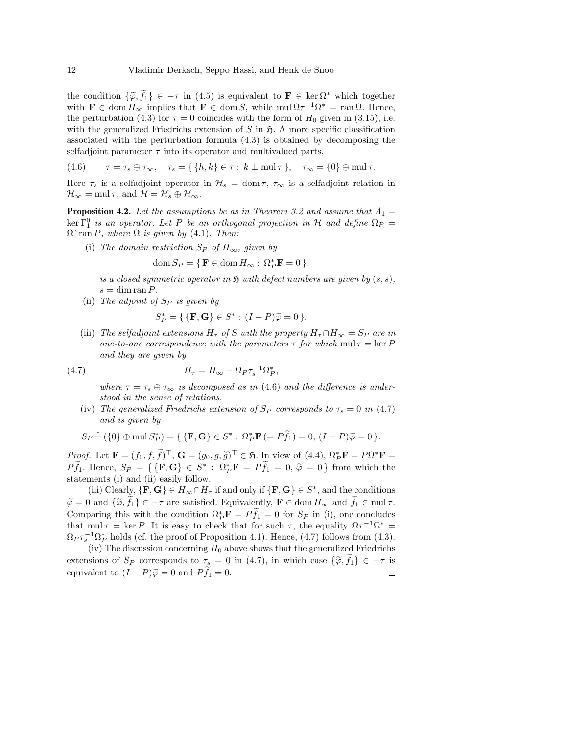the condition $\{\widetilde{\varphi}, \widetilde{f}_1\} \in -\tau$ in (4.5) is equivalent to $\mathbf{F} \in \ker \Omega^*$ which together with $\mathbf{F} \in \operatorname{dom} H_\infty$ implies that $\mathbf{F} \in \operatorname{dom} S$, while $\operatorname{mul} \Omega \tau^{-1} \Omega^* = \operatorname{ran} \Omega$. Hence, the perturbation (4.3) for $\tau = 0$ coincides with the form of $H_0$ given in (3.15), i.e. with the generalized Friedrichs extension of $S$ in $\mathfrak{H}$. A more specific classification associated with the perturbation formula (4.3) is obtained by decomposing the selfadjoint parameter $\tau$ into its operator and multivalued parts,

$$\tau = \tau_s \oplus \tau_\infty, \quad \tau_s = \{\, \{h, k\} \in \tau : \, k \perp \operatorname{mul} \tau \,\}, \quad \tau_\infty = \{0\} \oplus \operatorname{mul} \tau. \tag{4.6}$$

Here $\tau_s$ is a selfadjoint operator in $\mathcal{H}_s = \operatorname{dom} \tau$, $\tau_\infty$ is a selfadjoint relation in $\mathcal{H}_\infty = \operatorname{mul} \tau$, and $\mathcal{H} = \mathcal{H}_s \oplus \mathcal{H}_\infty$.

**Proposition 4.2.** *Let the assumptions be as in Theorem 3.2 and assume that $A_1 = \ker \Gamma_1^0$ is an operator. Let $P$ be an orthogonal projection in $\mathcal{H}$ and define $\Omega_P = \Omega{\upharpoonright} \operatorname{ran} P$, where $\Omega$ is given by (4.1). Then:*

(i) *The domain restriction $S_P$ of $H_\infty$, given by*

$$\operatorname{dom} S_P = \{\, \mathbf{F} \in \operatorname{dom} H_\infty : \, \Omega_P^* \mathbf{F} = 0 \,\},$$

*is a closed symmetric operator in $\mathfrak{H}$ with defect numbers are given by $(s,s)$, $s = \dim \operatorname{ran} P$.*

(ii) *The adjoint of $S_P$ is given by*

$$S_P^* = \{\, \{\mathbf{F}, \mathbf{G}\} \in S^* : \, (I-P)\widetilde{\varphi} = 0 \,\}.$$

(iii) *The selfadjoint extensions $H_\tau$ of $S$ with the property $H_\tau \cap H_\infty = S_P$ are in one-to-one correspondence with the parameters $\tau$ for which $\operatorname{mul} \tau = \ker P$ and they are given by*

$$H_\tau = H_\infty - \Omega_P \tau_s^{-1} \Omega_P^*, \tag{4.7}$$

*where $\tau = \tau_s \oplus \tau_\infty$ is decomposed as in (4.6) and the difference is understood in the sense of relations.*

(iv) *The generalized Friedrichs extension of $S_P$ corresponds to $\tau_s = 0$ in (4.7) and is given by*

$$S_P \,\hat{+}\, (\{0\} \oplus \operatorname{mul} S_P^*) = \{\, \{\mathbf{F}, \mathbf{G}\} \in S^* : \, \Omega_P^* \mathbf{F} \,(= P\widetilde{f}_1) = 0, \, (I-P)\widetilde{\varphi} = 0 \,\}.$$

*Proof.* Let $\mathbf{F} = (f_0, f, \widetilde{f})^\top$, $\mathbf{G} = (g_0, g, \widetilde{g})^\top \in \mathfrak{H}$. In view of (4.4), $\Omega_P^* \mathbf{F} = P \Omega^* \mathbf{F} = P\widetilde{f}_1$. Hence, $S_P = \{\, \{\mathbf{F}, \mathbf{G}\} \in S^* : \, \Omega_P^* \mathbf{F} = P\widetilde{f}_1 = 0, \, \widetilde{\varphi} = 0 \,\}$ from which the statements (i) and (ii) easily follow.

(iii) Clearly, $\{\mathbf{F}, \mathbf{G}\} \in H_\infty \cap H_\tau$ if and only if $\{\mathbf{F}, \mathbf{G}\} \in S^*$, and the conditions $\widetilde{\varphi} = 0$ and $\{\widetilde{\varphi}, \widetilde{f}_1\} \in -\tau$ are satisfied. Equivalently, $\mathbf{F} \in \operatorname{dom} H_\infty$ and $\widetilde{f}_1 \in \operatorname{mul} \tau$. Comparing this with the condition $\Omega_P^* \mathbf{F} = P\widetilde{f}_1 = 0$ for $S_P$ in (i), one concludes that $\operatorname{mul} \tau = \ker P$. It is easy to check that for such $\tau$, the equality $\Omega \tau^{-1} \Omega^* = \Omega_P \tau_s^{-1} \Omega_P^*$ holds (cf. the proof of Proposition 4.1). Hence, (4.7) follows from (4.3).

(iv) The discussion concerning $H_0$ above shows that the generalized Friedrichs extensions of $S_P$ corresponds to $\tau_s = 0$ in (4.7), in which case $\{\widetilde{\varphi}, \widetilde{f}_1\} \in -\tau$ is equivalent to $(I-P)\widetilde{\varphi} = 0$ and $P\widetilde{f}_1 = 0$. □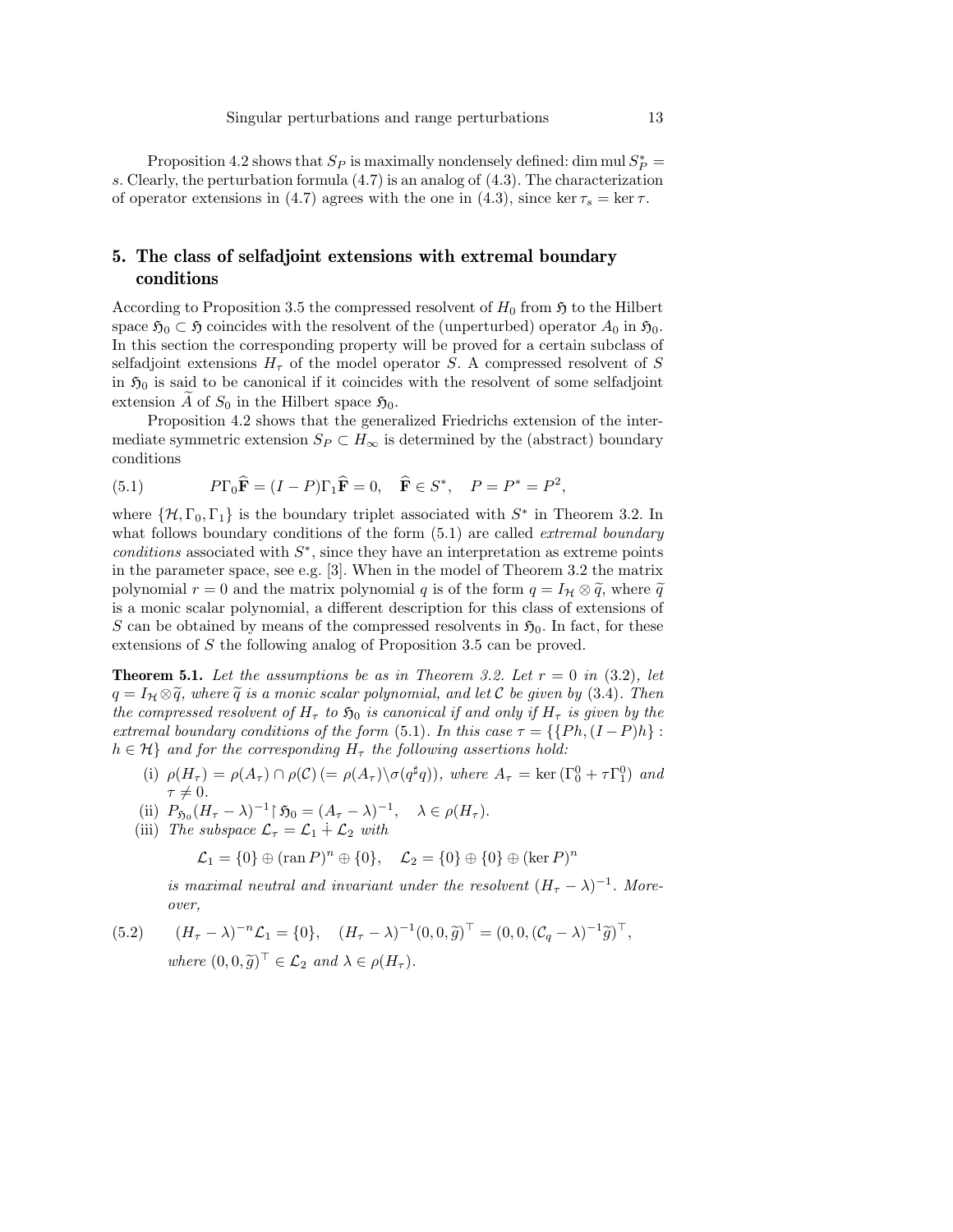Proposition 4.2 shows that $S_P$ is maximally nondensely defined: $\dim \operatorname{mul} S_P^* = s$. Clearly, the perturbation formula (4.7) is an analog of (4.3). The characterization of operator extensions in (4.7) agrees with the one in (4.3), since $\ker \tau_s = \ker \tau$.

## 5. The class of selfadjoint extensions with extremal boundary conditions

According to Proposition 3.5 the compressed resolvent of $H_0$ from $\mathfrak{H}$ to the Hilbert space $\mathfrak{H}_0 \subset \mathfrak{H}$ coincides with the resolvent of the (unperturbed) operator $A_0$ in $\mathfrak{H}_0$. In this section the corresponding property will be proved for a certain subclass of selfadjoint extensions $H_\tau$ of the model operator $S$. A compressed resolvent of $S$ in $\mathfrak{H}_0$ is said to be canonical if it coincides with the resolvent of some selfadjoint extension $\widetilde{A}$ of $S_0$ in the Hilbert space $\mathfrak{H}_0$.

Proposition 4.2 shows that the generalized Friedrichs extension of the intermediate symmetric extension $S_P \subset H_\infty$ is determined by the (abstract) boundary conditions

$$P\Gamma_0 \widehat{\mathbf{F}} = (I-P)\Gamma_1 \widehat{\mathbf{F}} = 0, \quad \widehat{\mathbf{F}} \in S^*, \quad P = P^* = P^2, \tag{5.1}$$

where $\{\mathcal{H}, \Gamma_0, \Gamma_1\}$ is the boundary triplet associated with $S^*$ in Theorem 3.2. In what follows boundary conditions of the form (5.1) are called *extremal boundary conditions* associated with $S^*$, since they have an interpretation as extreme points in the parameter space, see e.g. [3]. When in the model of Theorem 3.2 the matrix polynomial $r = 0$ and the matrix polynomial $q$ is of the form $q = I_\mathcal{H} \otimes \widetilde{q}$, where $\widetilde{q}$ is a monic scalar polynomial, a different description for this class of extensions of $S$ can be obtained by means of the compressed resolvents in $\mathfrak{H}_0$. In fact, for these extensions of $S$ the following analog of Proposition 3.5 can be proved.

**Theorem 5.1.** *Let the assumptions be as in Theorem 3.2. Let $r = 0$ in (3.2), let $q = I_\mathcal{H} \otimes \widetilde{q}$, where $\widetilde{q}$ is a monic scalar polynomial, and let $\mathcal{C}$ be given by (3.4). Then the compressed resolvent of $H_\tau$ to $\mathfrak{H}_0$ is canonical if and only if $H_\tau$ is given by the extremal boundary conditions of the form (5.1). In this case $\tau = \{\{Ph, (I-P)h\} : h \in \mathcal{H}\}$ and for the corresponding $H_\tau$ the following assertions hold:*

- (i) *$\rho(H_\tau) = \rho(A_\tau) \cap \rho(\mathcal{C})$ $(= \rho(A_\tau) \setminus \sigma(q^\sharp q))$, where $A_\tau = \ker(\Gamma_0^0 + \tau\Gamma_1^0)$ and $\tau \neq 0$.*
- (ii) *$P_{\mathfrak{H}_0}(H_\tau - \lambda)^{-1} \restriction \mathfrak{H}_0 = (A_\tau - \lambda)^{-1}, \quad \lambda \in \rho(H_\tau)$.*
- (iii) *The subspace $\mathcal{L}_\tau = \mathcal{L}_1 \dotplus \mathcal{L}_2$ with*

  $$\mathcal{L}_1 = \{0\} \oplus (\operatorname{ran} P)^n \oplus \{0\}, \quad \mathcal{L}_2 = \{0\} \oplus \{0\} \oplus (\ker P)^n$$

  *is maximal neutral and invariant under the resolvent $(H_\tau - \lambda)^{-1}$. Moreover,*

$$(H_\tau - \lambda)^{-n}\mathcal{L}_1 = \{0\}, \quad (H_\tau - \lambda)^{-1}(0, 0, \widetilde{g})^\top = (0, 0, (\mathcal{C}_q - \lambda)^{-1}\widetilde{g})^\top, \tag{5.2}$$

*where $(0, 0, \widetilde{g})^\top \in \mathcal{L}_2$ and $\lambda \in \rho(H_\tau)$.*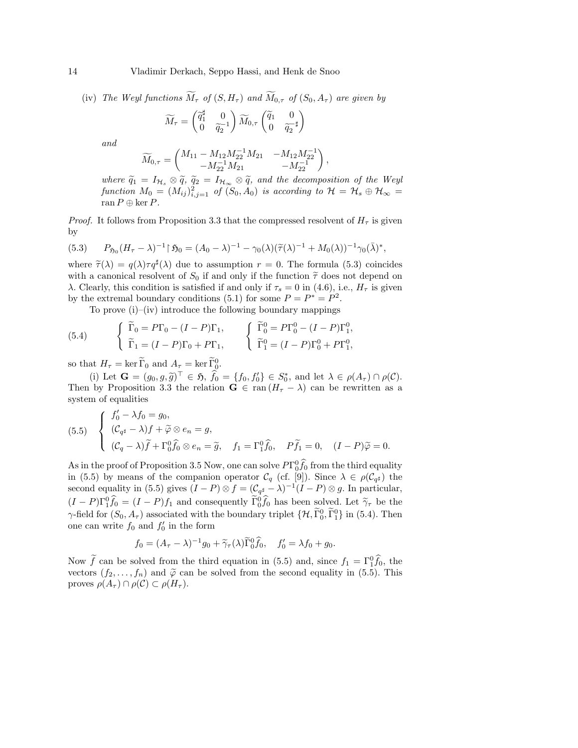(iv) *The Weyl functions* $\widetilde{M}_\tau$ *of* $(S, H_\tau)$ *and* $\widetilde{M}_{0,\tau}$ *of* $(S_0, A_\tau)$ *are given by*

$$\widetilde{M}_\tau = \begin{pmatrix} \widetilde{q}_1^\sharp & 0 \\ 0 & \widetilde{q}_2^{-1} \end{pmatrix} \widetilde{M}_{0,\tau} \begin{pmatrix} \widetilde{q}_1 & 0 \\ 0 & \widetilde{q}_2^{-\sharp} \end{pmatrix}$$

*and*

$$\widetilde{M}_{0,\tau} = \begin{pmatrix} M_{11} - M_{12}M_{22}^{-1}M_{21} & -M_{12}M_{22}^{-1} \\ -M_{22}^{-1}M_{21} & -M_{22}^{-1} \end{pmatrix},$$

*where* $\widetilde{q}_1 = I_{\mathcal{H}_s} \otimes \widetilde{q}$, $\widetilde{q}_2 = I_{\mathcal{H}_\infty} \otimes \widetilde{q}$, *and the decomposition of the Weyl function* $M_0 = (M_{ij})_{i,j=1}^2$ *of* $(S_0, A_0)$ *is according to* $\mathcal{H} = \mathcal{H}_s \oplus \mathcal{H}_\infty = \operatorname{ran} P \oplus \ker P$.

*Proof.* It follows from Proposition 3.3 that the compressed resolvent of $H_\tau$ is given by

$$P_{\mathfrak{H}_0}(H_\tau - \lambda)^{-1} \upharpoonright \mathfrak{H}_0 = (A_0 - \lambda)^{-1} - \gamma_0(\lambda)(\widetilde{\tau}(\lambda)^{-1} + M_0(\lambda))^{-1}\gamma_0(\bar{\lambda})^*, \tag{5.3}$$

where $\widetilde{\tau}(\lambda) = q(\lambda)\tau q^\sharp(\lambda)$ due to assumption $r = 0$. The formula (5.3) coincides with a canonical resolvent of $S_0$ if and only if the function $\widetilde{\tau}$ does not depend on $\lambda$. Clearly, this condition is satisfied if and only if $\tau_s = 0$ in (4.6), i.e., $H_\tau$ is given by the extremal boundary conditions (5.1) for some $P = P^* = P^2$.

To prove (i)–(iv) introduce the following boundary mappings

$$\begin{cases} \widetilde{\Gamma}_0 = P\Gamma_0 - (I - P)\Gamma_1, \\ \widetilde{\Gamma}_1 = (I - P)\Gamma_0 + P\Gamma_1, \end{cases} \qquad \begin{cases} \widetilde{\Gamma}_0^0 = P\Gamma_0^0 - (I - P)\Gamma_1^0, \\ \widetilde{\Gamma}_1^0 = (I - P)\Gamma_0^0 + P\Gamma_1^0, \end{cases} \tag{5.4}$$

so that $H_\tau = \ker \widetilde{\Gamma}_0$ and $A_\tau = \ker \widetilde{\Gamma}_0^0$.

(i) Let $\mathbf{G} = (g_0, g, \widetilde{g})^\top \in \mathfrak{H}$, $\widehat{f}_0 = \{f_0, f_0'\} \in S_0^*$, and let $\lambda \in \rho(A_\tau) \cap \rho(\mathcal{C})$. Then by Proposition 3.3 the relation $\mathbf{G} \in \operatorname{ran}(H_\tau - \lambda)$ can be rewritten as a system of equalities

$$\begin{cases} f_0' - \lambda f_0 = g_0, \\ (\mathcal{C}_{q^\sharp} - \lambda)f + \widetilde{\varphi} \otimes e_n = g, \\ (\mathcal{C}_q - \lambda)\widetilde{f} + \Gamma_0^0\widehat{f}_0 \otimes e_n = \widetilde{g}, \quad f_1 = \Gamma_1^0\widehat{f}_0, \quad P\widetilde{f}_1 = 0, \quad (I - P)\widetilde{\varphi} = 0. \end{cases} \tag{5.5}$$

As in the proof of Proposition 3.5 Now, one can solve $P\Gamma_0^0\widehat{f}_0$ from the third equality in (5.5) by means of the companion operator $\mathcal{C}_q$ (cf. [9]). Since $\lambda \in \rho(\mathcal{C}_{q^\sharp})$ the second equality in (5.5) gives $(I - P) \otimes f = (\mathcal{C}_{q^\sharp} - \lambda)^{-1}(I - P) \otimes g$. In particular, $(I - P)\Gamma_1^0\widehat{f}_0 = (I - P)f_1$ and consequently $\widetilde{\Gamma}_0^0\widehat{f}_0$ has been solved. Let $\widetilde{\gamma}_\tau$ be the $\gamma$-field for $(S_0, A_\tau)$ associated with the boundary triplet $\{\mathcal{H}, \widetilde{\Gamma}_0^0, \widetilde{\Gamma}_1^0\}$ in (5.4). Then one can write $f_0$ and $f_0'$ in the form

$$f_0 = (A_\tau - \lambda)^{-1}g_0 + \widetilde{\gamma}_\tau(\lambda)\widetilde{\Gamma}_0^0\widehat{f}_0, \quad f_0' = \lambda f_0 + g_0.$$

Now $\widetilde{f}$ can be solved from the third equation in (5.5) and, since $f_1 = \Gamma_1^0\widehat{f}_0$, the vectors $(f_2, \ldots, f_n)$ and $\widetilde{\varphi}$ can be solved from the second equality in (5.5). This proves $\rho(A_\tau) \cap \rho(\mathcal{C}) \subset \rho(H_\tau)$.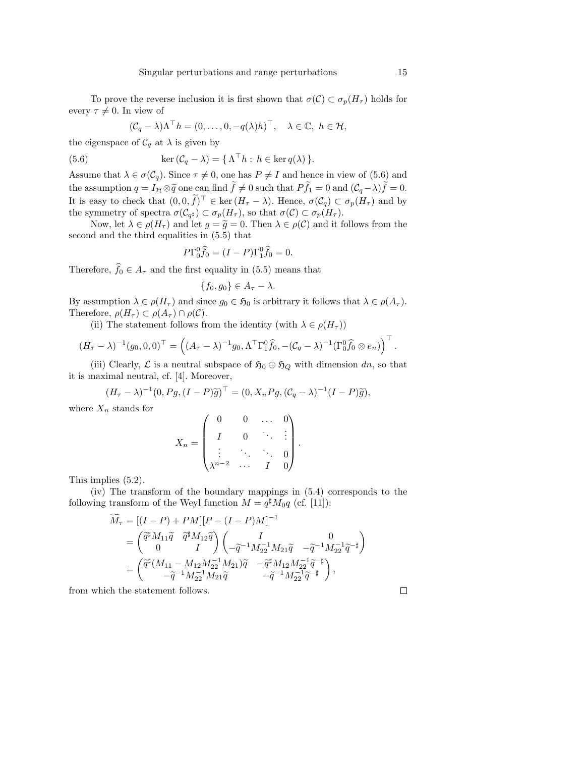To prove the reverse inclusion it is first shown that $\sigma(\mathcal{C}) \subset \sigma_p(H_\tau)$ holds for every $\tau \neq 0$. In view of

$$(\mathcal{C}_q - \lambda)\Lambda^\top h = (0, \ldots, 0, -q(\lambda)h)^\top, \quad \lambda \in \mathbb{C},\ h \in \mathcal{H},$$

the eigenspace of $\mathcal{C}_q$ at $\lambda$ is given by

$$\ker(\mathcal{C}_q - \lambda) = \{\, \Lambda^\top h : \ h \in \ker q(\lambda) \,\}. \tag{5.6}$$

Assume that $\lambda \in \sigma(\mathcal{C}_q)$. Since $\tau \neq 0$, one has $P \neq I$ and hence in view of (5.6) and the assumption $q = I_{\mathcal{H}} \otimes \widetilde{q}$ one can find $\widetilde{f} \neq 0$ such that $P\widetilde{f}_1 = 0$ and $(\mathcal{C}_q - \lambda)\widetilde{f} = 0$. It is easy to check that $(0, 0, \widetilde{f})^\top \in \ker(H_\tau - \lambda)$. Hence, $\sigma(\mathcal{C}_q) \subset \sigma_p(H_\tau)$ and by the symmetry of spectra $\sigma(\mathcal{C}_{q^\sharp}) \subset \sigma_p(H_\tau)$, so that $\sigma(\mathcal{C}) \subset \sigma_p(H_\tau)$.

Now, let $\lambda \in \rho(H_\tau)$ and let $g = \widetilde{g} = 0$. Then $\lambda \in \rho(\mathcal{C})$ and it follows from the second and the third equalities in (5.5) that

$$P\Gamma_0^0 \widehat{f}_0 = (I - P)\Gamma_1^0 \widehat{f}_0 = 0.$$

Therefore, $\widehat{f}_0 \in A_\tau$ and the first equality in (5.5) means that

$$\{f_0, g_0\} \in A_\tau - \lambda.$$

By assumption $\lambda \in \rho(H_\tau)$ and since $g_0 \in \mathfrak{H}_0$ is arbitrary it follows that $\lambda \in \rho(A_\tau)$. Therefore, $\rho(H_\tau) \subset \rho(A_\tau) \cap \rho(\mathcal{C})$.

(ii) The statement follows from the identity (with $\lambda \in \rho(H_\tau)$)

$$(H_\tau - \lambda)^{-1}(g_0, 0, 0)^\top = \Big( (A_\tau - \lambda)^{-1} g_0, \Lambda^\top \Gamma_1^0 \widehat{f}_0, -(\mathcal{C}_q - \lambda)^{-1}(\Gamma_0^0 \widehat{f}_0 \otimes e_n) \Big)^\top .$$

(iii) Clearly, $\mathcal{L}$ is a neutral subspace of $\mathfrak{H}_0 \oplus \mathfrak{H}_Q$ with dimension $dn$, so that it is maximal neutral, cf. [4]. Moreover,

$$(H_\tau - \lambda)^{-1}(0, Pg, (I - P)\widetilde{g})^\top = (0, X_n P g, (\mathcal{C}_q - \lambda)^{-1}(I - P)\widetilde{g}),$$

where $X_n$ stands for

$$X_n = \begin{pmatrix} 0 & 0 & \ldots & 0 \\ I & 0 & \ddots & \vdots \\ \vdots & \ddots & \ddots & 0 \\ \lambda^{n-2} & \ldots & I & 0 \end{pmatrix}.$$

This implies (5.2).

(iv) The transform of the boundary mappings in (5.4) corresponds to the following transform of the Weyl function $M = q^\sharp M_0 q$ (cf. [11]):

$$\begin{aligned} \widetilde{M}_\tau &= [(I - P) + PM][P - (I - P)M]^{-1} \\ &= \begin{pmatrix} \widetilde{q}^\sharp M_{11} \widetilde{q} & \widetilde{q}^\sharp M_{12} \widetilde{q} \\ 0 & I \end{pmatrix} \begin{pmatrix} I & 0 \\ -\widetilde{q}^{-1} M_{22}^{-1} M_{21} \widetilde{q} & -\widetilde{q}^{-1} M_{22}^{-1} \widetilde{q}^{-\sharp} \end{pmatrix} \\ &= \begin{pmatrix} \widetilde{q}^\sharp (M_{11} - M_{12} M_{22}^{-1} M_{21}) \widetilde{q} & -\widetilde{q}^\sharp M_{12} M_{22}^{-1} \widetilde{q}^{-\sharp} \\ -\widetilde{q}^{-1} M_{22}^{-1} M_{21} \widetilde{q} & -\widetilde{q}^{-1} M_{22}^{-1} \widetilde{q}^{-\sharp} \end{pmatrix}, \end{aligned}$$

from which the statement follows. $\square$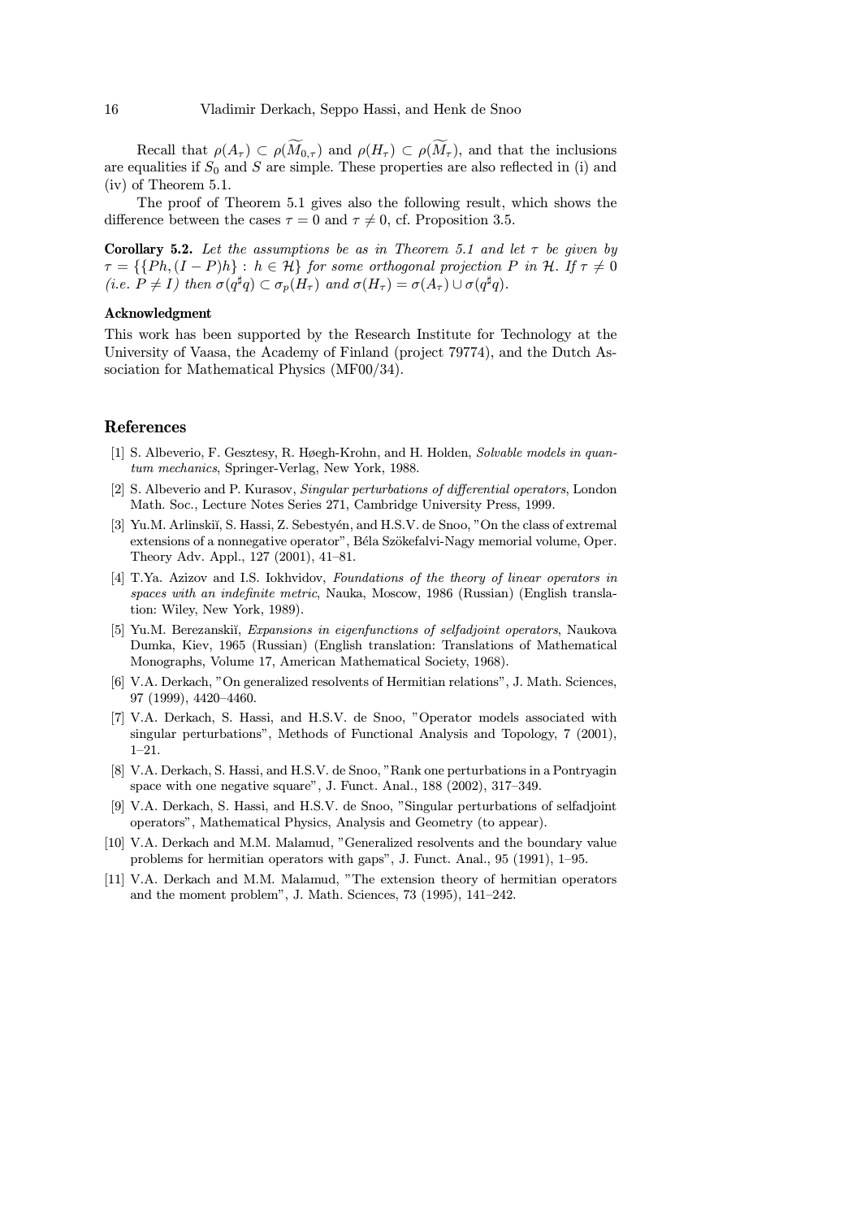Recall that $\rho(A_\tau) \subset \rho(\widetilde{M}_{0,\tau})$ and $\rho(H_\tau) \subset \rho(\widetilde{M}_\tau)$, and that the inclusions are equalities if $S_0$ and $S$ are simple. These properties are also reflected in (i) and (iv) of Theorem 5.1.

The proof of Theorem 5.1 gives also the following result, which shows the difference between the cases $\tau = 0$ and $\tau \neq 0$, cf. Proposition 3.5.

**Corollary 5.2.** *Let the assumptions be as in Theorem 5.1 and let $\tau$ be given by $\tau = \{\{Ph, (I-P)h\} : h \in \mathcal{H}\}$ for some orthogonal projection $P$ in $\mathcal{H}$. If $\tau \neq 0$ (i.e. $P \neq I$) then $\sigma(q^\sharp q) \subset \sigma_p(H_\tau)$ and $\sigma(H_\tau) = \sigma(A_\tau) \cup \sigma(q^\sharp q)$.*

### Acknowledgment

This work has been supported by the Research Institute for Technology at the University of Vaasa, the Academy of Finland (project 79774), and the Dutch Association for Mathematical Physics (MF00/34).

## References

[1] S. Albeverio, F. Gesztesy, R. Høegh-Krohn, and H. Holden, *Solvable models in quantum mechanics*, Springer-Verlag, New York, 1988.

[2] S. Albeverio and P. Kurasov, *Singular perturbations of differential operators*, London Math. Soc., Lecture Notes Series 271, Cambridge University Press, 1999.

[3] Yu.M. Arlinskiĭ, S. Hassi, Z. Sebestyén, and H.S.V. de Snoo, "On the class of extremal extensions of a nonnegative operator", Béla Szökefalvi-Nagy memorial volume, Oper. Theory Adv. Appl., 127 (2001), 41–81.

[4] T.Ya. Azizov and I.S. Iokhvidov, *Foundations of the theory of linear operators in spaces with an indefinite metric*, Nauka, Moscow, 1986 (Russian) (English translation: Wiley, New York, 1989).

[5] Yu.M. Berezanskiĭ, *Expansions in eigenfunctions of selfadjoint operators*, Naukova Dumka, Kiev, 1965 (Russian) (English translation: Translations of Mathematical Monographs, Volume 17, American Mathematical Society, 1968).

[6] V.A. Derkach, "On generalized resolvents of Hermitian relations", J. Math. Sciences, 97 (1999), 4420–4460.

[7] V.A. Derkach, S. Hassi, and H.S.V. de Snoo, "Operator models associated with singular perturbations", Methods of Functional Analysis and Topology, 7 (2001), 1–21.

[8] V.A. Derkach, S. Hassi, and H.S.V. de Snoo, "Rank one perturbations in a Pontryagin space with one negative square", J. Funct. Anal., 188 (2002), 317–349.

[9] V.A. Derkach, S. Hassi, and H.S.V. de Snoo, "Singular perturbations of selfadjoint operators", Mathematical Physics, Analysis and Geometry (to appear).

[10] V.A. Derkach and M.M. Malamud, "Generalized resolvents and the boundary value problems for hermitian operators with gaps", J. Funct. Anal., 95 (1991), 1–95.

[11] V.A. Derkach and M.M. Malamud, "The extension theory of hermitian operators and the moment problem", J. Math. Sciences, 73 (1995), 141–242.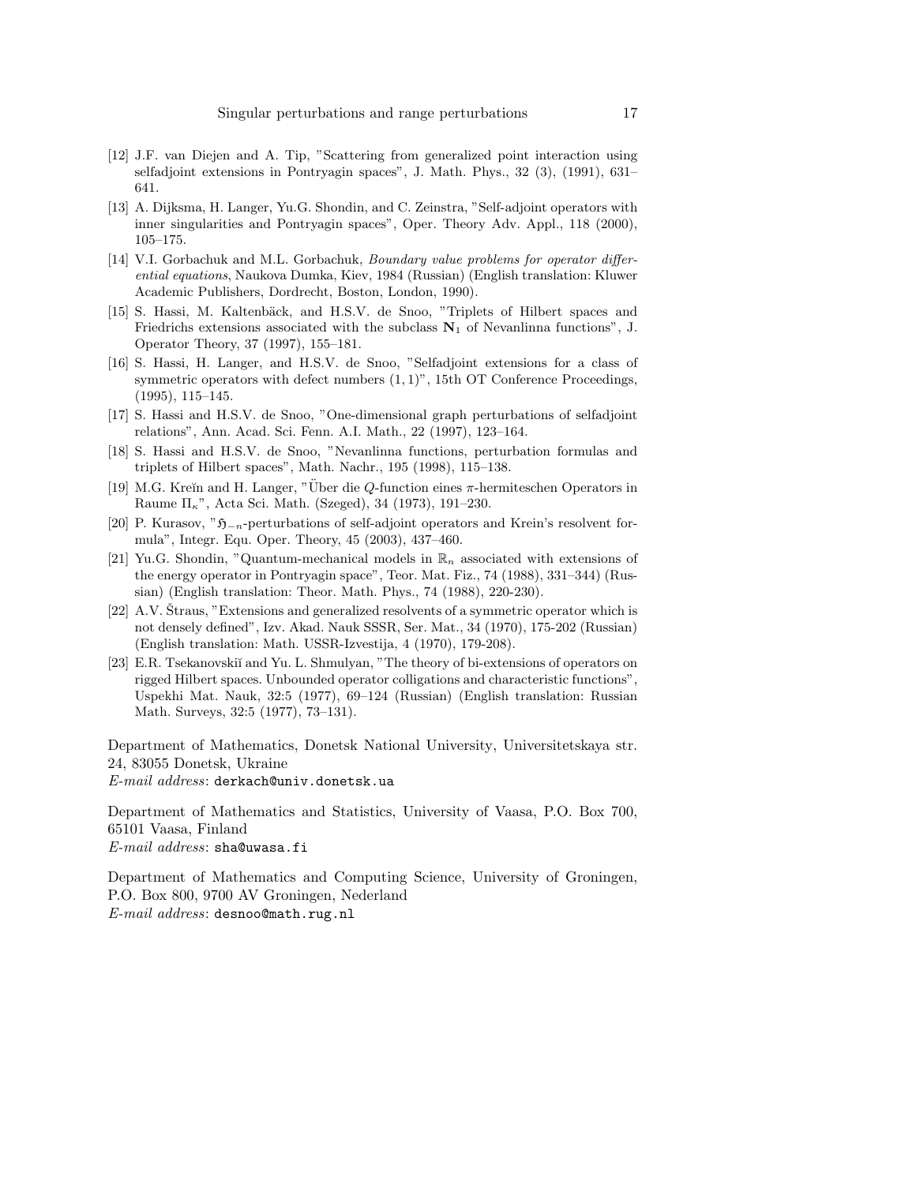[12] J.F. van Diejen and A. Tip, "Scattering from generalized point interaction using selfadjoint extensions in Pontryagin spaces", J. Math. Phys., 32 (3), (1991), 631–641.

[13] A. Dijksma, H. Langer, Yu.G. Shondin, and C. Zeinstra, "Self-adjoint operators with inner singularities and Pontryagin spaces", Oper. Theory Adv. Appl., 118 (2000), 105–175.

[14] V.I. Gorbachuk and M.L. Gorbachuk, *Boundary value problems for operator differential equations*, Naukova Dumka, Kiev, 1984 (Russian) (English translation: Kluwer Academic Publishers, Dordrecht, Boston, London, 1990).

[15] S. Hassi, M. Kaltenbäck, and H.S.V. de Snoo, "Triplets of Hilbert spaces and Friedrichs extensions associated with the subclass $\mathbf{N}_1$ of Nevanlinna functions", J. Operator Theory, 37 (1997), 155–181.

[16] S. Hassi, H. Langer, and H.S.V. de Snoo, "Selfadjoint extensions for a class of symmetric operators with defect numbers $(1,1)$", 15th OT Conference Proceedings, (1995), 115–145.

[17] S. Hassi and H.S.V. de Snoo, "One-dimensional graph perturbations of selfadjoint relations", Ann. Acad. Sci. Fenn. A.I. Math., 22 (1997), 123–164.

[18] S. Hassi and H.S.V. de Snoo, "Nevanlinna functions, perturbation formulas and triplets of Hilbert spaces", Math. Nachr., 195 (1998), 115–138.

[19] M.G. Kreĭn and H. Langer, "Über die $Q$-function eines $\pi$-hermiteschen Operators in Raume $\Pi_\kappa$", Acta Sci. Math. (Szeged), 34 (1973), 191–230.

[20] P. Kurasov, "$\mathfrak{H}_{-n}$-perturbations of self-adjoint operators and Krein's resolvent formula", Integr. Equ. Oper. Theory, 45 (2003), 437–460.

[21] Yu.G. Shondin, "Quantum-mechanical models in $\mathbb{R}_n$ associated with extensions of the energy operator in Pontryagin space", Teor. Mat. Fiz., 74 (1988), 331–344) (Russian) (English translation: Theor. Math. Phys., 74 (1988), 220-230).

[22] A.V. Štraus, "Extensions and generalized resolvents of a symmetric operator which is not densely defined", Izv. Akad. Nauk SSSR, Ser. Mat., 34 (1970), 175-202 (Russian) (English translation: Math. USSR-Izvestija, 4 (1970), 179-208).

[23] E.R. Tsekanovskiĭ and Yu. L. Shmulyan, "The theory of bi-extensions of operators on rigged Hilbert spaces. Unbounded operator colligations and characteristic functions", Uspekhi Mat. Nauk, 32:5 (1977), 69–124 (Russian) (English translation: Russian Math. Surveys, 32:5 (1977), 73–131).

Department of Mathematics, Donetsk National University, Universitetskaya str. 24, 83055 Donetsk, Ukraine
*E-mail address*: `derkach@univ.donetsk.ua`

Department of Mathematics and Statistics, University of Vaasa, P.O. Box 700, 65101 Vaasa, Finland
*E-mail address*: `sha@uwasa.fi`

Department of Mathematics and Computing Science, University of Groningen, P.O. Box 800, 9700 AV Groningen, Nederland
*E-mail address*: `desnoo@math.rug.nl`